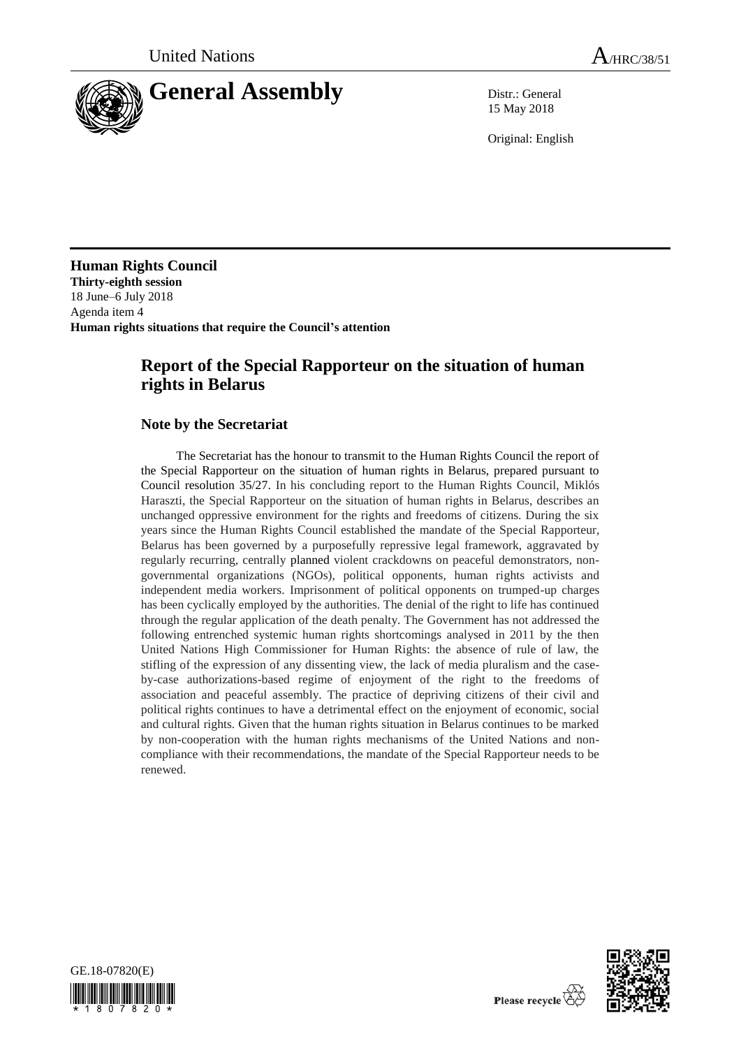United Nations A/HRC/38/51

# General Assembly

Distr.: General
15 May 2018

Original: English

**Human Rights Council**
**Thirty-eighth session**
18 June–6 July 2018
Agenda item 4
**Human rights situations that require the Council's attention**

## Report of the Special Rapporteur on the situation of human rights in Belarus

### Note by the Secretariat

The Secretariat has the honour to transmit to the Human Rights Council the report of the Special Rapporteur on the situation of human rights in Belarus, prepared pursuant to Council resolution 35/27. In his concluding report to the Human Rights Council, Miklós Haraszti, the Special Rapporteur on the situation of human rights in Belarus, describes an unchanged oppressive environment for the rights and freedoms of citizens. During the six years since the Human Rights Council established the mandate of the Special Rapporteur, Belarus has been governed by a purposefully repressive legal framework, aggravated by regularly recurring, centrally planned violent crackdowns on peaceful demonstrators, non-governmental organizations (NGOs), political opponents, human rights activists and independent media workers. Imprisonment of political opponents on trumped-up charges has been cyclically employed by the authorities. The denial of the right to life has continued through the regular application of the death penalty. The Government has not addressed the following entrenched systemic human rights shortcomings analysed in 2011 by the then United Nations High Commissioner for Human Rights: the absence of rule of law, the stifling of the expression of any dissenting view, the lack of media pluralism and the case-by-case authorizations-based regime of enjoyment of the right to the freedoms of association and peaceful assembly. The practice of depriving citizens of their civil and political rights continues to have a detrimental effect on the enjoyment of economic, social and cultural rights. Given that the human rights situation in Belarus continues to be marked by non-cooperation with the human rights mechanisms of the United Nations and non-compliance with their recommendations, the mandate of the Special Rapporteur needs to be renewed.

GE.18-07820(E)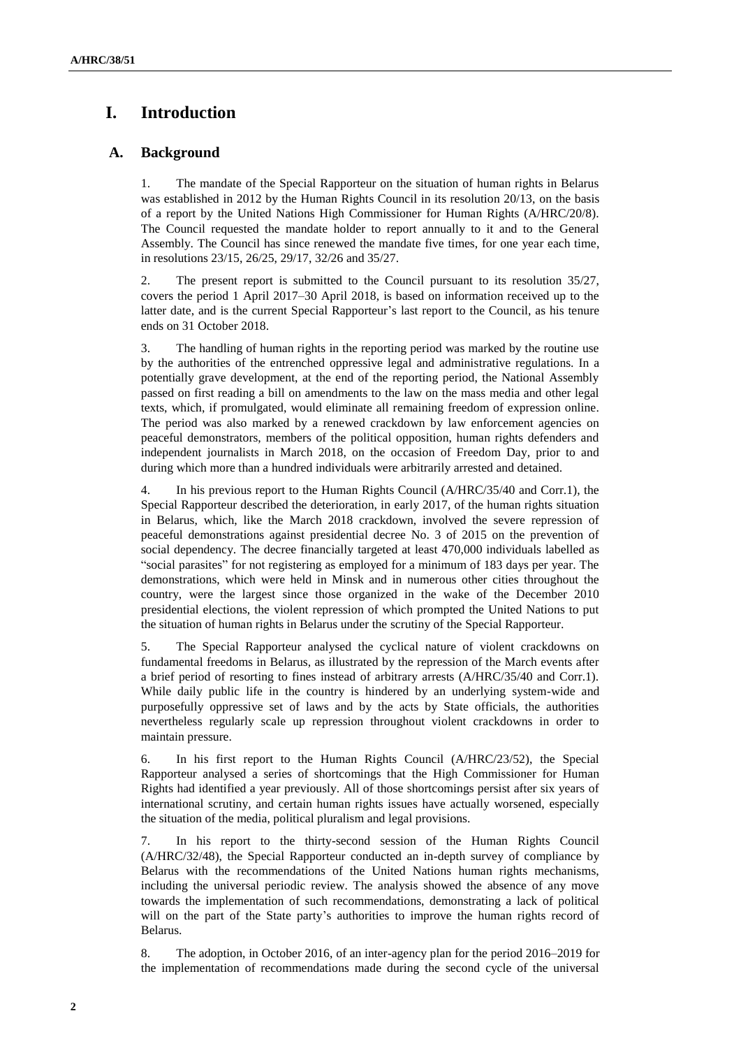# I. Introduction

## A. Background

1. The mandate of the Special Rapporteur on the situation of human rights in Belarus was established in 2012 by the Human Rights Council in its resolution 20/13, on the basis of a report by the United Nations High Commissioner for Human Rights (A/HRC/20/8). The Council requested the mandate holder to report annually to it and to the General Assembly. The Council has since renewed the mandate five times, for one year each time, in resolutions 23/15, 26/25, 29/17, 32/26 and 35/27.

2. The present report is submitted to the Council pursuant to its resolution 35/27, covers the period 1 April 2017–30 April 2018, is based on information received up to the latter date, and is the current Special Rapporteur's last report to the Council, as his tenure ends on 31 October 2018.

3. The handling of human rights in the reporting period was marked by the routine use by the authorities of the entrenched oppressive legal and administrative regulations. In a potentially grave development, at the end of the reporting period, the National Assembly passed on first reading a bill on amendments to the law on the mass media and other legal texts, which, if promulgated, would eliminate all remaining freedom of expression online. The period was also marked by a renewed crackdown by law enforcement agencies on peaceful demonstrators, members of the political opposition, human rights defenders and independent journalists in March 2018, on the occasion of Freedom Day, prior to and during which more than a hundred individuals were arbitrarily arrested and detained.

4. In his previous report to the Human Rights Council (A/HRC/35/40 and Corr.1), the Special Rapporteur described the deterioration, in early 2017, of the human rights situation in Belarus, which, like the March 2018 crackdown, involved the severe repression of peaceful demonstrations against presidential decree No. 3 of 2015 on the prevention of social dependency. The decree financially targeted at least 470,000 individuals labelled as "social parasites" for not registering as employed for a minimum of 183 days per year. The demonstrations, which were held in Minsk and in numerous other cities throughout the country, were the largest since those organized in the wake of the December 2010 presidential elections, the violent repression of which prompted the United Nations to put the situation of human rights in Belarus under the scrutiny of the Special Rapporteur.

5. The Special Rapporteur analysed the cyclical nature of violent crackdowns on fundamental freedoms in Belarus, as illustrated by the repression of the March events after a brief period of resorting to fines instead of arbitrary arrests (A/HRC/35/40 and Corr.1). While daily public life in the country is hindered by an underlying system-wide and purposefully oppressive set of laws and by the acts by State officials, the authorities nevertheless regularly scale up repression throughout violent crackdowns in order to maintain pressure.

6. In his first report to the Human Rights Council (A/HRC/23/52), the Special Rapporteur analysed a series of shortcomings that the High Commissioner for Human Rights had identified a year previously. All of those shortcomings persist after six years of international scrutiny, and certain human rights issues have actually worsened, especially the situation of the media, political pluralism and legal provisions.

7. In his report to the thirty-second session of the Human Rights Council (A/HRC/32/48), the Special Rapporteur conducted an in-depth survey of compliance by Belarus with the recommendations of the United Nations human rights mechanisms, including the universal periodic review. The analysis showed the absence of any move towards the implementation of such recommendations, demonstrating a lack of political will on the part of the State party's authorities to improve the human rights record of Belarus.

8. The adoption, in October 2016, of an inter-agency plan for the period 2016–2019 for the implementation of recommendations made during the second cycle of the universal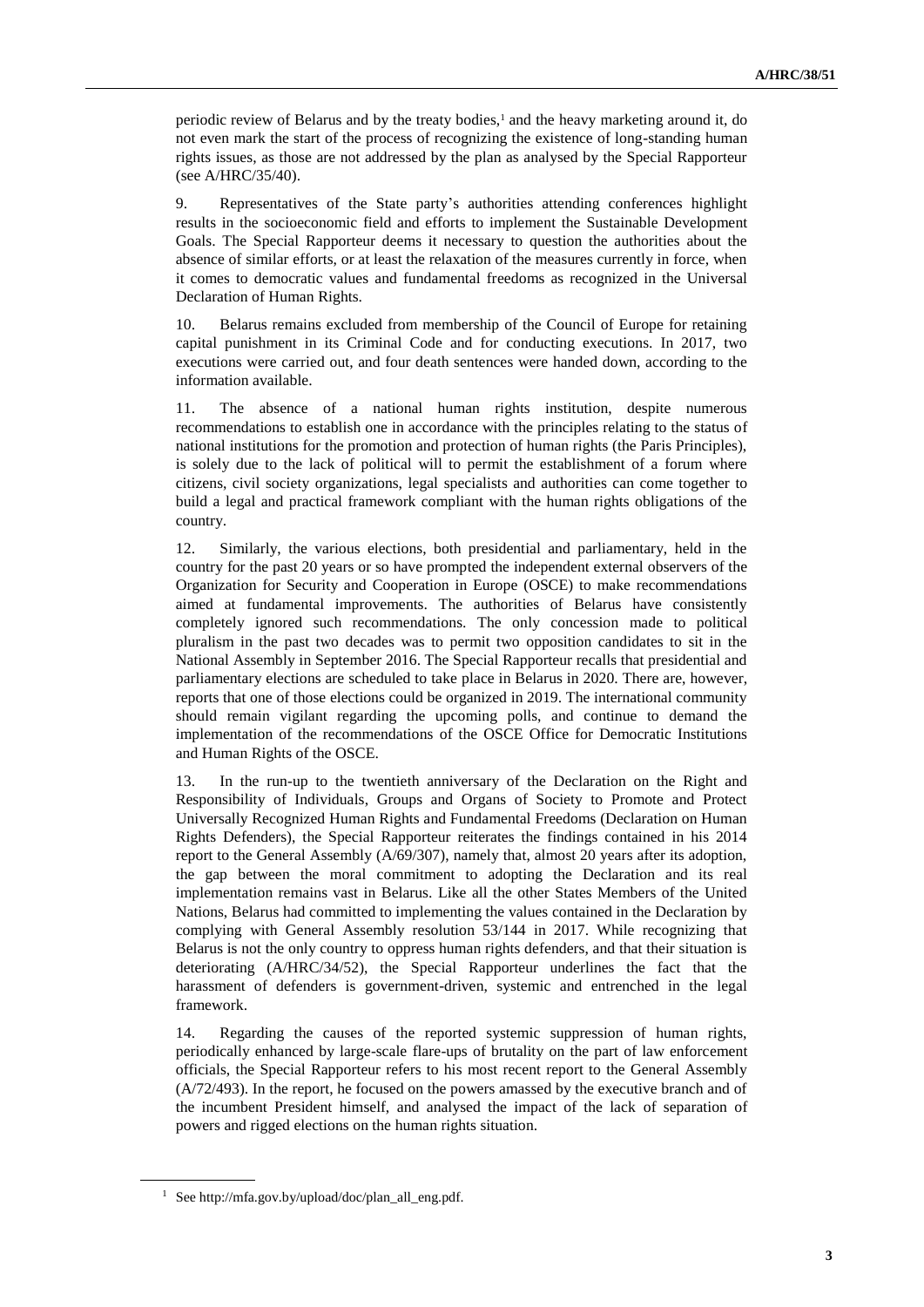periodic review of Belarus and by the treaty bodies,[1] and the heavy marketing around it, do not even mark the start of the process of recognizing the existence of long-standing human rights issues, as those are not addressed by the plan as analysed by the Special Rapporteur (see A/HRC/35/40).

9. Representatives of the State party's authorities attending conferences highlight results in the socioeconomic field and efforts to implement the Sustainable Development Goals. The Special Rapporteur deems it necessary to question the authorities about the absence of similar efforts, or at least the relaxation of the measures currently in force, when it comes to democratic values and fundamental freedoms as recognized in the Universal Declaration of Human Rights.

10. Belarus remains excluded from membership of the Council of Europe for retaining capital punishment in its Criminal Code and for conducting executions. In 2017, two executions were carried out, and four death sentences were handed down, according to the information available.

11. The absence of a national human rights institution, despite numerous recommendations to establish one in accordance with the principles relating to the status of national institutions for the promotion and protection of human rights (the Paris Principles), is solely due to the lack of political will to permit the establishment of a forum where citizens, civil society organizations, legal specialists and authorities can come together to build a legal and practical framework compliant with the human rights obligations of the country.

12. Similarly, the various elections, both presidential and parliamentary, held in the country for the past 20 years or so have prompted the independent external observers of the Organization for Security and Cooperation in Europe (OSCE) to make recommendations aimed at fundamental improvements. The authorities of Belarus have consistently completely ignored such recommendations. The only concession made to political pluralism in the past two decades was to permit two opposition candidates to sit in the National Assembly in September 2016. The Special Rapporteur recalls that presidential and parliamentary elections are scheduled to take place in Belarus in 2020. There are, however, reports that one of those elections could be organized in 2019. The international community should remain vigilant regarding the upcoming polls, and continue to demand the implementation of the recommendations of the OSCE Office for Democratic Institutions and Human Rights of the OSCE.

13. In the run-up to the twentieth anniversary of the Declaration on the Right and Responsibility of Individuals, Groups and Organs of Society to Promote and Protect Universally Recognized Human Rights and Fundamental Freedoms (Declaration on Human Rights Defenders), the Special Rapporteur reiterates the findings contained in his 2014 report to the General Assembly (A/69/307), namely that, almost 20 years after its adoption, the gap between the moral commitment to adopting the Declaration and its real implementation remains vast in Belarus. Like all the other States Members of the United Nations, Belarus had committed to implementing the values contained in the Declaration by complying with General Assembly resolution 53/144 in 2017. While recognizing that Belarus is not the only country to oppress human rights defenders, and that their situation is deteriorating (A/HRC/34/52), the Special Rapporteur underlines the fact that the harassment of defenders is government-driven, systemic and entrenched in the legal framework.

14. Regarding the causes of the reported systemic suppression of human rights, periodically enhanced by large-scale flare-ups of brutality on the part of law enforcement officials, the Special Rapporteur refers to his most recent report to the General Assembly (A/72/493). In the report, he focused on the powers amassed by the executive branch and of the incumbent President himself, and analysed the impact of the lack of separation of powers and rigged elections on the human rights situation.

[1] See http://mfa.gov.by/upload/doc/plan_all_eng.pdf.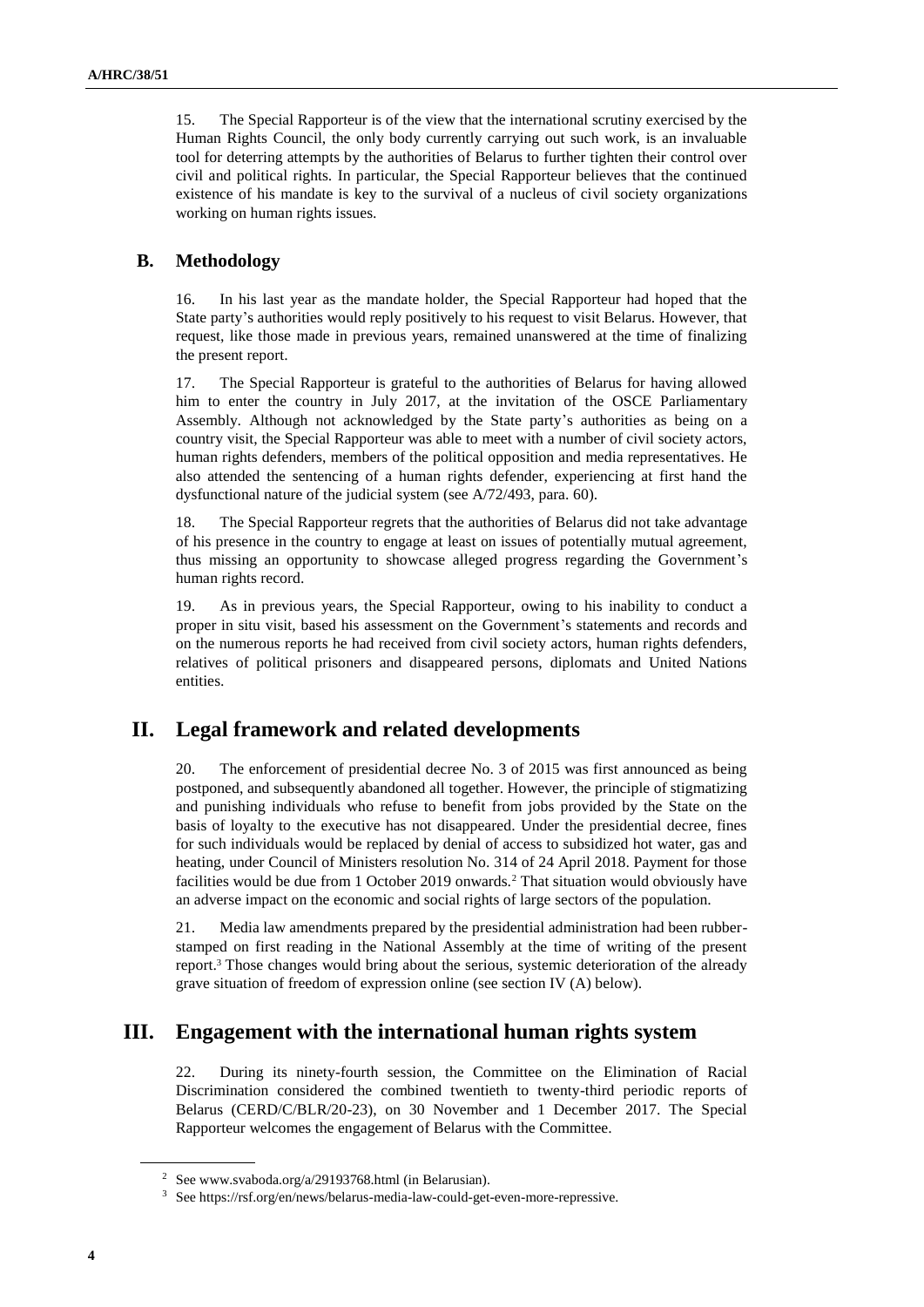15. The Special Rapporteur is of the view that the international scrutiny exercised by the Human Rights Council, the only body currently carrying out such work, is an invaluable tool for deterring attempts by the authorities of Belarus to further tighten their control over civil and political rights. In particular, the Special Rapporteur believes that the continued existence of his mandate is key to the survival of a nucleus of civil society organizations working on human rights issues.

### B. Methodology

16. In his last year as the mandate holder, the Special Rapporteur had hoped that the State party's authorities would reply positively to his request to visit Belarus. However, that request, like those made in previous years, remained unanswered at the time of finalizing the present report.

17. The Special Rapporteur is grateful to the authorities of Belarus for having allowed him to enter the country in July 2017, at the invitation of the OSCE Parliamentary Assembly. Although not acknowledged by the State party's authorities as being on a country visit, the Special Rapporteur was able to meet with a number of civil society actors, human rights defenders, members of the political opposition and media representatives. He also attended the sentencing of a human rights defender, experiencing at first hand the dysfunctional nature of the judicial system (see A/72/493, para. 60).

18. The Special Rapporteur regrets that the authorities of Belarus did not take advantage of his presence in the country to engage at least on issues of potentially mutual agreement, thus missing an opportunity to showcase alleged progress regarding the Government's human rights record.

19. As in previous years, the Special Rapporteur, owing to his inability to conduct a proper in situ visit, based his assessment on the Government's statements and records and on the numerous reports he had received from civil society actors, human rights defenders, relatives of political prisoners and disappeared persons, diplomats and United Nations entities.

## II. Legal framework and related developments

20. The enforcement of presidential decree No. 3 of 2015 was first announced as being postponed, and subsequently abandoned all together. However, the principle of stigmatizing and punishing individuals who refuse to benefit from jobs provided by the State on the basis of loyalty to the executive has not disappeared. Under the presidential decree, fines for such individuals would be replaced by denial of access to subsidized hot water, gas and heating, under Council of Ministers resolution No. 314 of 24 April 2018. Payment for those facilities would be due from 1 October 2019 onwards.[2] That situation would obviously have an adverse impact on the economic and social rights of large sectors of the population.

21. Media law amendments prepared by the presidential administration had been rubber-stamped on first reading in the National Assembly at the time of writing of the present report.[3] Those changes would bring about the serious, systemic deterioration of the already grave situation of freedom of expression online (see section IV (A) below).

## III. Engagement with the international human rights system

22. During its ninety-fourth session, the Committee on the Elimination of Racial Discrimination considered the combined twentieth to twenty-third periodic reports of Belarus (CERD/C/BLR/20-23), on 30 November and 1 December 2017. The Special Rapporteur welcomes the engagement of Belarus with the Committee.

---

[2] See www.svaboda.org/a/29193768.html (in Belarusian).

[3] See https://rsf.org/en/news/belarus-media-law-could-get-even-more-repressive.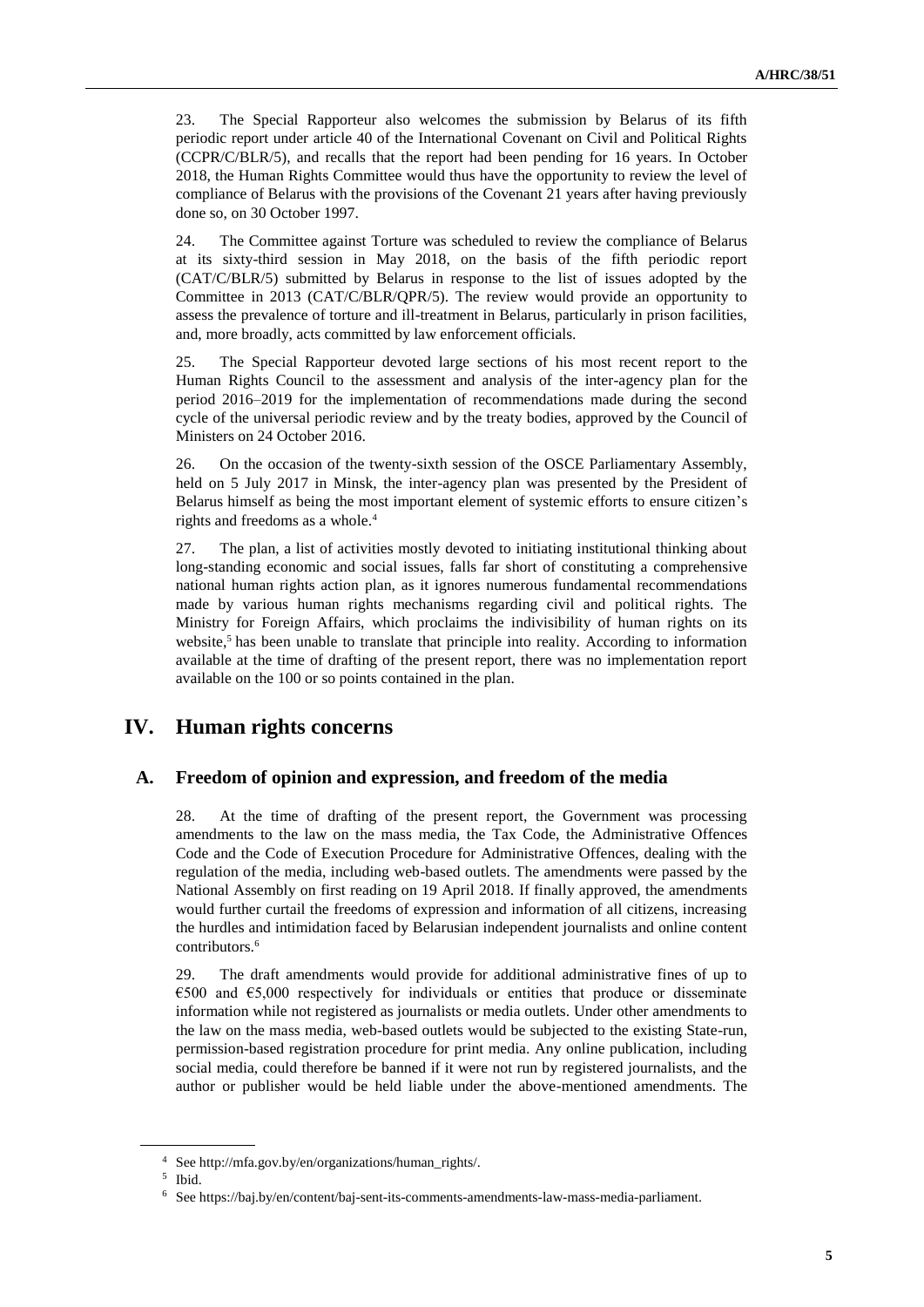23. The Special Rapporteur also welcomes the submission by Belarus of its fifth periodic report under article 40 of the International Covenant on Civil and Political Rights (CCPR/C/BLR/5), and recalls that the report had been pending for 16 years. In October 2018, the Human Rights Committee would thus have the opportunity to review the level of compliance of Belarus with the provisions of the Covenant 21 years after having previously done so, on 30 October 1997.

24. The Committee against Torture was scheduled to review the compliance of Belarus at its sixty-third session in May 2018, on the basis of the fifth periodic report (CAT/C/BLR/5) submitted by Belarus in response to the list of issues adopted by the Committee in 2013 (CAT/C/BLR/QPR/5). The review would provide an opportunity to assess the prevalence of torture and ill-treatment in Belarus, particularly in prison facilities, and, more broadly, acts committed by law enforcement officials.

25. The Special Rapporteur devoted large sections of his most recent report to the Human Rights Council to the assessment and analysis of the inter-agency plan for the period 2016–2019 for the implementation of recommendations made during the second cycle of the universal periodic review and by the treaty bodies, approved by the Council of Ministers on 24 October 2016.

26. On the occasion of the twenty-sixth session of the OSCE Parliamentary Assembly, held on 5 July 2017 in Minsk, the inter-agency plan was presented by the President of Belarus himself as being the most important element of systemic efforts to ensure citizen's rights and freedoms as a whole.[4]

27. The plan, a list of activities mostly devoted to initiating institutional thinking about long-standing economic and social issues, falls far short of constituting a comprehensive national human rights action plan, as it ignores numerous fundamental recommendations made by various human rights mechanisms regarding civil and political rights. The Ministry for Foreign Affairs, which proclaims the indivisibility of human rights on its website,[5] has been unable to translate that principle into reality. According to information available at the time of drafting of the present report, there was no implementation report available on the 100 or so points contained in the plan.

# IV. Human rights concerns

## A. Freedom of opinion and expression, and freedom of the media

28. At the time of drafting of the present report, the Government was processing amendments to the law on the mass media, the Tax Code, the Administrative Offences Code and the Code of Execution Procedure for Administrative Offences, dealing with the regulation of the media, including web-based outlets. The amendments were passed by the National Assembly on first reading on 19 April 2018. If finally approved, the amendments would further curtail the freedoms of expression and information of all citizens, increasing the hurdles and intimidation faced by Belarusian independent journalists and online content contributors.[6]

29. The draft amendments would provide for additional administrative fines of up to €500 and €5,000 respectively for individuals or entities that produce or disseminate information while not registered as journalists or media outlets. Under other amendments to the law on the mass media, web-based outlets would be subjected to the existing State-run, permission-based registration procedure for print media. Any online publication, including social media, could therefore be banned if it were not run by registered journalists, and the author or publisher would be held liable under the above-mentioned amendments. The

---

[4] See http://mfa.gov.by/en/organizations/human_rights/.

[5] Ibid.

[6] See https://baj.by/en/content/baj-sent-its-comments-amendments-law-mass-media-parliament.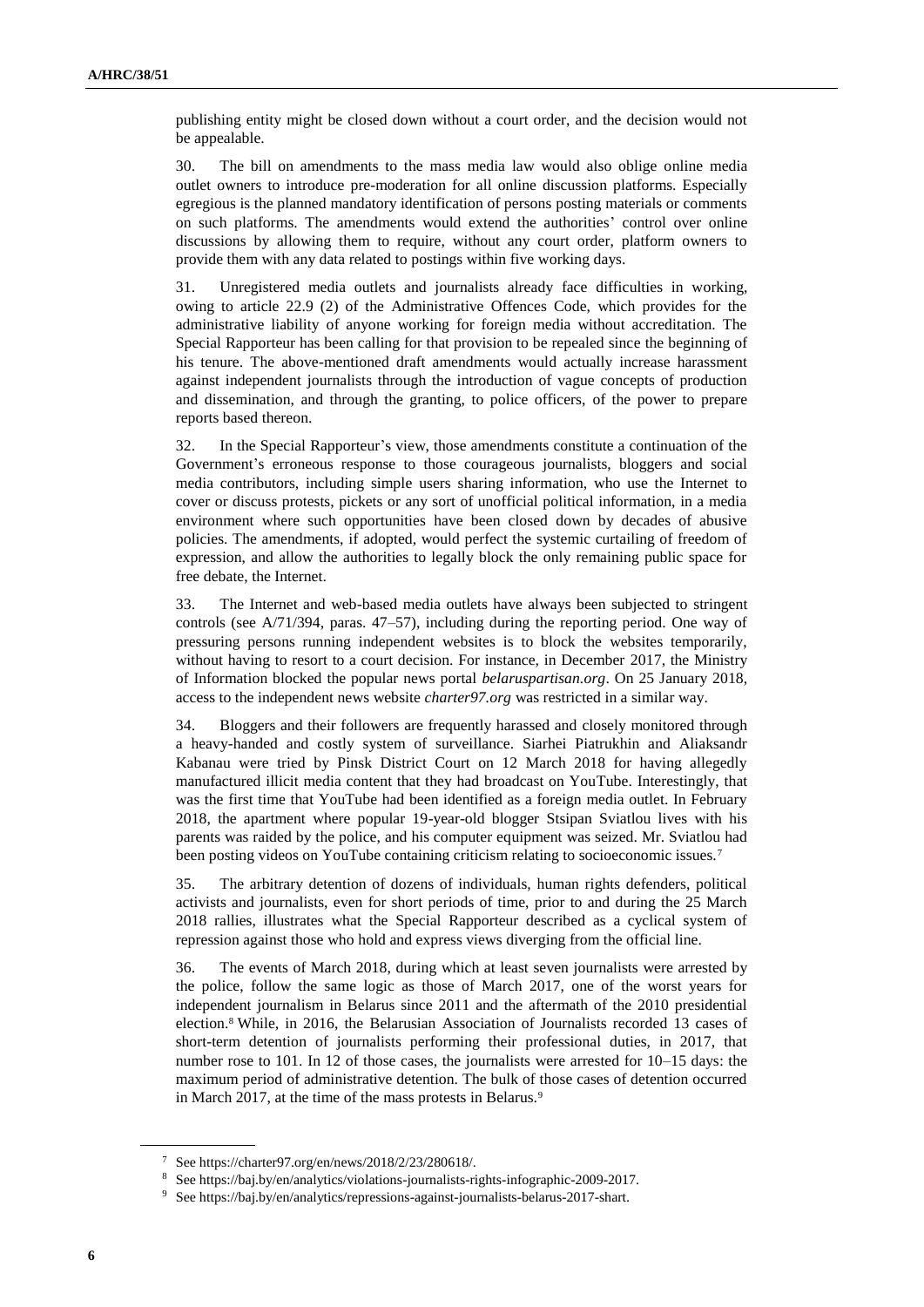publishing entity might be closed down without a court order, and the decision would not be appealable.

30. The bill on amendments to the mass media law would also oblige online media outlet owners to introduce pre-moderation for all online discussion platforms. Especially egregious is the planned mandatory identification of persons posting materials or comments on such platforms. The amendments would extend the authorities' control over online discussions by allowing them to require, without any court order, platform owners to provide them with any data related to postings within five working days.

31. Unregistered media outlets and journalists already face difficulties in working, owing to article 22.9 (2) of the Administrative Offences Code, which provides for the administrative liability of anyone working for foreign media without accreditation. The Special Rapporteur has been calling for that provision to be repealed since the beginning of his tenure. The above-mentioned draft amendments would actually increase harassment against independent journalists through the introduction of vague concepts of production and dissemination, and through the granting, to police officers, of the power to prepare reports based thereon.

32. In the Special Rapporteur's view, those amendments constitute a continuation of the Government's erroneous response to those courageous journalists, bloggers and social media contributors, including simple users sharing information, who use the Internet to cover or discuss protests, pickets or any sort of unofficial political information, in a media environment where such opportunities have been closed down by decades of abusive policies. The amendments, if adopted, would perfect the systemic curtailing of freedom of expression, and allow the authorities to legally block the only remaining public space for free debate, the Internet.

33. The Internet and web-based media outlets have always been subjected to stringent controls (see A/71/394, paras. 47–57), including during the reporting period. One way of pressuring persons running independent websites is to block the websites temporarily, without having to resort to a court decision. For instance, in December 2017, the Ministry of Information blocked the popular news portal *belaruspartisan.org*. On 25 January 2018, access to the independent news website *charter97.org* was restricted in a similar way.

34. Bloggers and their followers are frequently harassed and closely monitored through a heavy-handed and costly system of surveillance. Siarhei Piatrukhin and Aliaksandr Kabanau were tried by Pinsk District Court on 12 March 2018 for having allegedly manufactured illicit media content that they had broadcast on YouTube. Interestingly, that was the first time that YouTube had been identified as a foreign media outlet. In February 2018, the apartment where popular 19-year-old blogger Stsipan Sviatlou lives with his parents was raided by the police, and his computer equipment was seized. Mr. Sviatlou had been posting videos on YouTube containing criticism relating to socioeconomic issues.[7]

35. The arbitrary detention of dozens of individuals, human rights defenders, political activists and journalists, even for short periods of time, prior to and during the 25 March 2018 rallies, illustrates what the Special Rapporteur described as a cyclical system of repression against those who hold and express views diverging from the official line.

36. The events of March 2018, during which at least seven journalists were arrested by the police, follow the same logic as those of March 2017, one of the worst years for independent journalism in Belarus since 2011 and the aftermath of the 2010 presidential election.[8] While, in 2016, the Belarusian Association of Journalists recorded 13 cases of short-term detention of journalists performing their professional duties, in 2017, that number rose to 101. In 12 of those cases, the journalists were arrested for 10–15 days: the maximum period of administrative detention. The bulk of those cases of detention occurred in March 2017, at the time of the mass protests in Belarus.[9]

---

[7] See https://charter97.org/en/news/2018/2/23/280618/.

[8] See https://baj.by/en/analytics/violations-journalists-rights-infographic-2009-2017.

[9] See https://baj.by/en/analytics/repressions-against-journalists-belarus-2017-shart.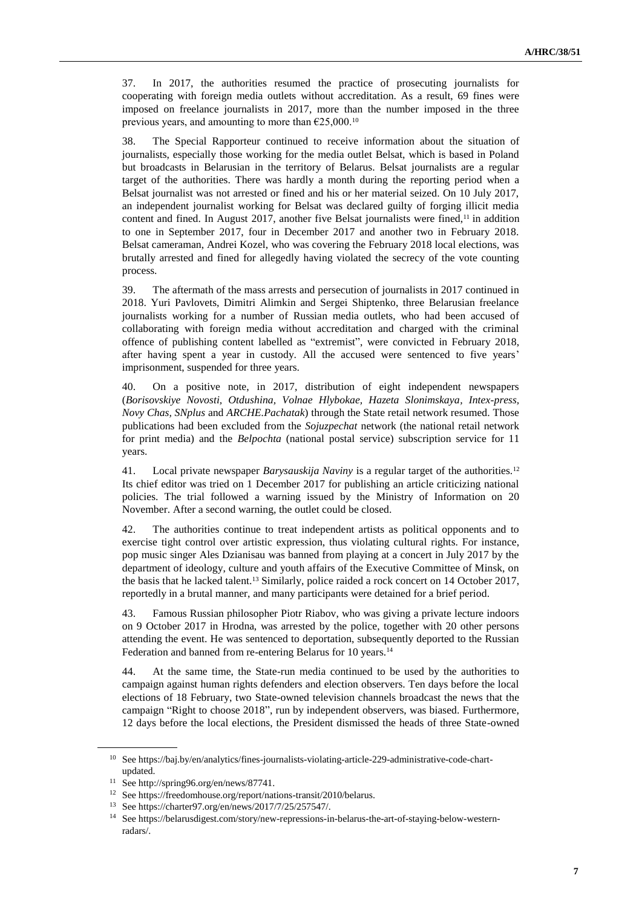37. In 2017, the authorities resumed the practice of prosecuting journalists for cooperating with foreign media outlets without accreditation. As a result, 69 fines were imposed on freelance journalists in 2017, more than the number imposed in the three previous years, and amounting to more than €25,000.[10]

38. The Special Rapporteur continued to receive information about the situation of journalists, especially those working for the media outlet Belsat, which is based in Poland but broadcasts in Belarusian in the territory of Belarus. Belsat journalists are a regular target of the authorities. There was hardly a month during the reporting period when a Belsat journalist was not arrested or fined and his or her material seized. On 10 July 2017, an independent journalist working for Belsat was declared guilty of forging illicit media content and fined. In August 2017, another five Belsat journalists were fined,[11] in addition to one in September 2017, four in December 2017 and another two in February 2018. Belsat cameraman, Andrei Kozel, who was covering the February 2018 local elections, was brutally arrested and fined for allegedly having violated the secrecy of the vote counting process.

39. The aftermath of the mass arrests and persecution of journalists in 2017 continued in 2018. Yuri Pavlovets, Dimitri Alimkin and Sergei Shiptenko, three Belarusian freelance journalists working for a number of Russian media outlets, who had been accused of collaborating with foreign media without accreditation and charged with the criminal offence of publishing content labelled as "extremist", were convicted in February 2018, after having spent a year in custody. All the accused were sentenced to five years' imprisonment, suspended for three years.

40. On a positive note, in 2017, distribution of eight independent newspapers (*Borisovskiye Novosti*, *Otdushina*, *Volnae Hlybokae*, *Hazeta Slonimskaya*, *Intex-press*, *Novy Chas*, *SNplus* and *ARCHE.Pachatak*) through the State retail network resumed. Those publications had been excluded from the *Sojuzpechat* network (the national retail network for print media) and the *Belpochta* (national postal service) subscription service for 11 years.

41. Local private newspaper *Barysauskija Naviny* is a regular target of the authorities.[12] Its chief editor was tried on 1 December 2017 for publishing an article criticizing national policies. The trial followed a warning issued by the Ministry of Information on 20 November. After a second warning, the outlet could be closed.

42. The authorities continue to treat independent artists as political opponents and to exercise tight control over artistic expression, thus violating cultural rights. For instance, pop music singer Ales Dzianisau was banned from playing at a concert in July 2017 by the department of ideology, culture and youth affairs of the Executive Committee of Minsk, on the basis that he lacked talent.[13] Similarly, police raided a rock concert on 14 October 2017, reportedly in a brutal manner, and many participants were detained for a brief period.

43. Famous Russian philosopher Piotr Riabov, who was giving a private lecture indoors on 9 October 2017 in Hrodna, was arrested by the police, together with 20 other persons attending the event. He was sentenced to deportation, subsequently deported to the Russian Federation and banned from re-entering Belarus for 10 years.[14]

44. At the same time, the State-run media continued to be used by the authorities to campaign against human rights defenders and election observers. Ten days before the local elections of 18 February, two State-owned television channels broadcast the news that the campaign "Right to choose 2018", run by independent observers, was biased. Furthermore, 12 days before the local elections, the President dismissed the heads of three State-owned

---

[10] See https://baj.by/en/analytics/fines-journalists-violating-article-229-administrative-code-chart-updated.

[11] See http://spring96.org/en/news/87741.

[12] See https://freedomhouse.org/report/nations-transit/2010/belarus.

[13] See https://charter97.org/en/news/2017/7/25/257547/.

[14] See https://belarusdigest.com/story/new-repressions-in-belarus-the-art-of-staying-below-western-radars/.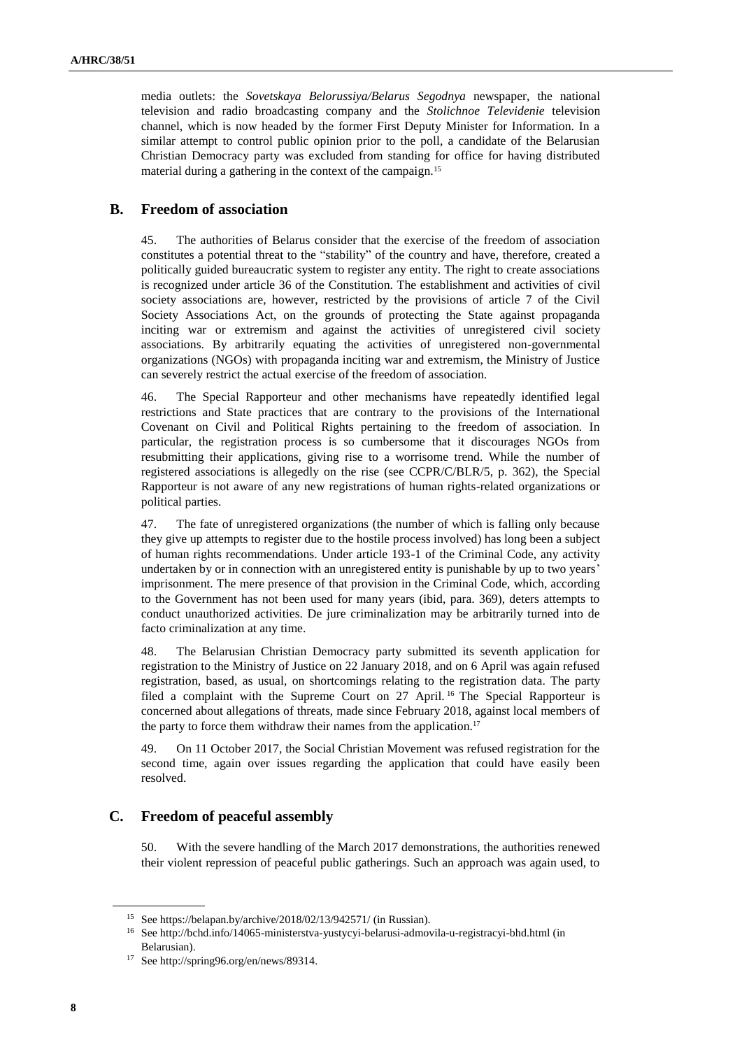media outlets: the *Sovetskaya Belorussiya/Belarus Segodnya* newspaper, the national television and radio broadcasting company and the *Stolichnoe Televidenie* television channel, which is now headed by the former First Deputy Minister for Information. In a similar attempt to control public opinion prior to the poll, a candidate of the Belarusian Christian Democracy party was excluded from standing for office for having distributed material during a gathering in the context of the campaign.[15]

## B. Freedom of association

45. The authorities of Belarus consider that the exercise of the freedom of association constitutes a potential threat to the "stability" of the country and have, therefore, created a politically guided bureaucratic system to register any entity. The right to create associations is recognized under article 36 of the Constitution. The establishment and activities of civil society associations are, however, restricted by the provisions of article 7 of the Civil Society Associations Act, on the grounds of protecting the State against propaganda inciting war or extremism and against the activities of unregistered civil society associations. By arbitrarily equating the activities of unregistered non-governmental organizations (NGOs) with propaganda inciting war and extremism, the Ministry of Justice can severely restrict the actual exercise of the freedom of association.

46. The Special Rapporteur and other mechanisms have repeatedly identified legal restrictions and State practices that are contrary to the provisions of the International Covenant on Civil and Political Rights pertaining to the freedom of association. In particular, the registration process is so cumbersome that it discourages NGOs from resubmitting their applications, giving rise to a worrisome trend. While the number of registered associations is allegedly on the rise (see CCPR/C/BLR/5, p. 362), the Special Rapporteur is not aware of any new registrations of human rights-related organizations or political parties.

47. The fate of unregistered organizations (the number of which is falling only because they give up attempts to register due to the hostile process involved) has long been a subject of human rights recommendations. Under article 193-1 of the Criminal Code, any activity undertaken by or in connection with an unregistered entity is punishable by up to two years' imprisonment. The mere presence of that provision in the Criminal Code, which, according to the Government has not been used for many years (ibid, para. 369), deters attempts to conduct unauthorized activities. De jure criminalization may be arbitrarily turned into de facto criminalization at any time.

48. The Belarusian Christian Democracy party submitted its seventh application for registration to the Ministry of Justice on 22 January 2018, and on 6 April was again refused registration, based, as usual, on shortcomings relating to the registration data. The party filed a complaint with the Supreme Court on 27 April.[16] The Special Rapporteur is concerned about allegations of threats, made since February 2018, against local members of the party to force them withdraw their names from the application.[17]

49. On 11 October 2017, the Social Christian Movement was refused registration for the second time, again over issues regarding the application that could have easily been resolved.

## C. Freedom of peaceful assembly

50. With the severe handling of the March 2017 demonstrations, the authorities renewed their violent repression of peaceful public gatherings. Such an approach was again used, to

---

[15] See https://belapan.by/archive/2018/02/13/942571/ (in Russian).

[16] See http://bchd.info/14065-ministerstva-yustycyi-belarusi-admovila-u-registracyi-bhd.html (in Belarusian).

[17] See http://spring96.org/en/news/89314.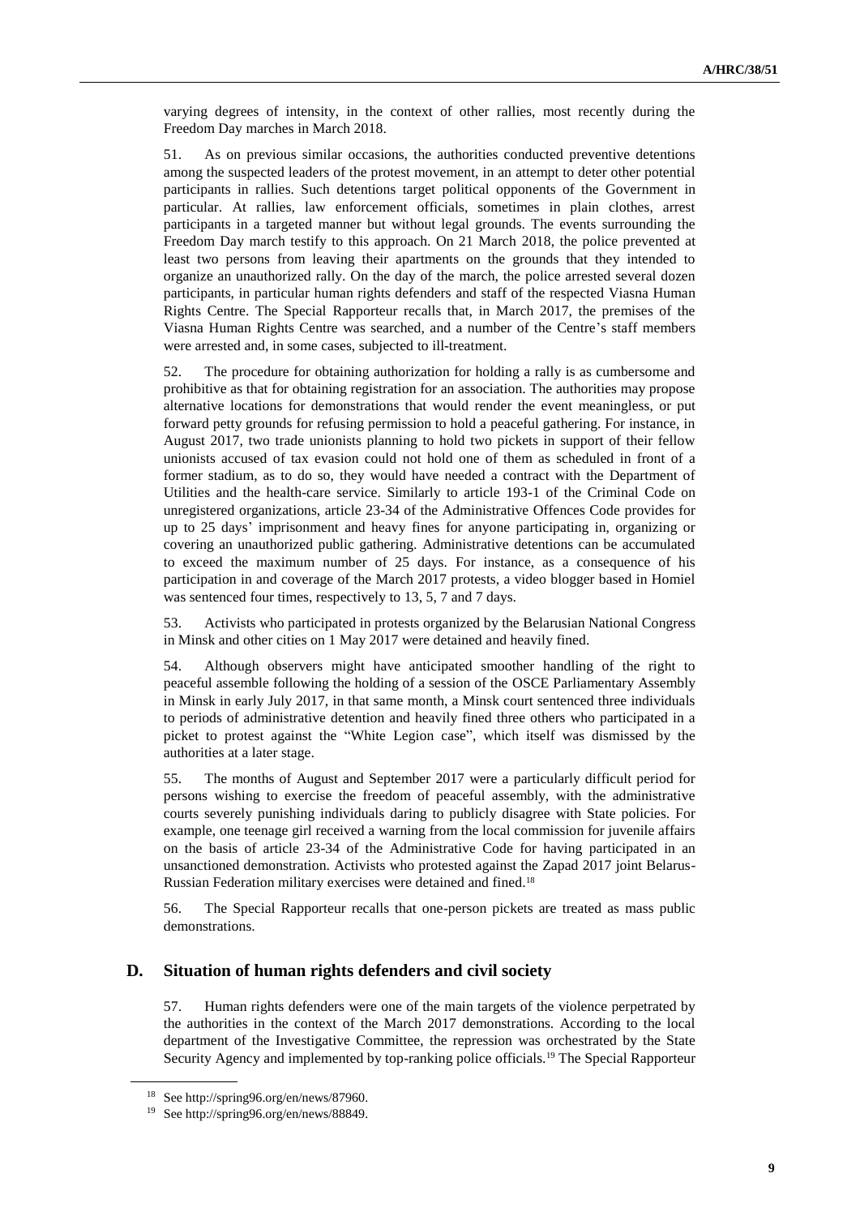varying degrees of intensity, in the context of other rallies, most recently during the Freedom Day marches in March 2018.

51. As on previous similar occasions, the authorities conducted preventive detentions among the suspected leaders of the protest movement, in an attempt to deter other potential participants in rallies. Such detentions target political opponents of the Government in particular. At rallies, law enforcement officials, sometimes in plain clothes, arrest participants in a targeted manner but without legal grounds. The events surrounding the Freedom Day march testify to this approach. On 21 March 2018, the police prevented at least two persons from leaving their apartments on the grounds that they intended to organize an unauthorized rally. On the day of the march, the police arrested several dozen participants, in particular human rights defenders and staff of the respected Viasna Human Rights Centre. The Special Rapporteur recalls that, in March 2017, the premises of the Viasna Human Rights Centre was searched, and a number of the Centre's staff members were arrested and, in some cases, subjected to ill-treatment.

52. The procedure for obtaining authorization for holding a rally is as cumbersome and prohibitive as that for obtaining registration for an association. The authorities may propose alternative locations for demonstrations that would render the event meaningless, or put forward petty grounds for refusing permission to hold a peaceful gathering. For instance, in August 2017, two trade unionists planning to hold two pickets in support of their fellow unionists accused of tax evasion could not hold one of them as scheduled in front of a former stadium, as to do so, they would have needed a contract with the Department of Utilities and the health-care service. Similarly to article 193-1 of the Criminal Code on unregistered organizations, article 23-34 of the Administrative Offences Code provides for up to 25 days' imprisonment and heavy fines for anyone participating in, organizing or covering an unauthorized public gathering. Administrative detentions can be accumulated to exceed the maximum number of 25 days. For instance, as a consequence of his participation in and coverage of the March 2017 protests, a video blogger based in Homiel was sentenced four times, respectively to 13, 5, 7 and 7 days.

53. Activists who participated in protests organized by the Belarusian National Congress in Minsk and other cities on 1 May 2017 were detained and heavily fined.

54. Although observers might have anticipated smoother handling of the right to peaceful assemble following the holding of a session of the OSCE Parliamentary Assembly in Minsk in early July 2017, in that same month, a Minsk court sentenced three individuals to periods of administrative detention and heavily fined three others who participated in a picket to protest against the "White Legion case", which itself was dismissed by the authorities at a later stage.

55. The months of August and September 2017 were a particularly difficult period for persons wishing to exercise the freedom of peaceful assembly, with the administrative courts severely punishing individuals daring to publicly disagree with State policies. For example, one teenage girl received a warning from the local commission for juvenile affairs on the basis of article 23-34 of the Administrative Code for having participated in an unsanctioned demonstration. Activists who protested against the Zapad 2017 joint Belarus-Russian Federation military exercises were detained and fined.[18]

56. The Special Rapporteur recalls that one-person pickets are treated as mass public demonstrations.

## D. Situation of human rights defenders and civil society

57. Human rights defenders were one of the main targets of the violence perpetrated by the authorities in the context of the March 2017 demonstrations. According to the local department of the Investigative Committee, the repression was orchestrated by the State Security Agency and implemented by top-ranking police officials.[19] The Special Rapporteur

---

[18] See http://spring96.org/en/news/87960.

[19] See http://spring96.org/en/news/88849.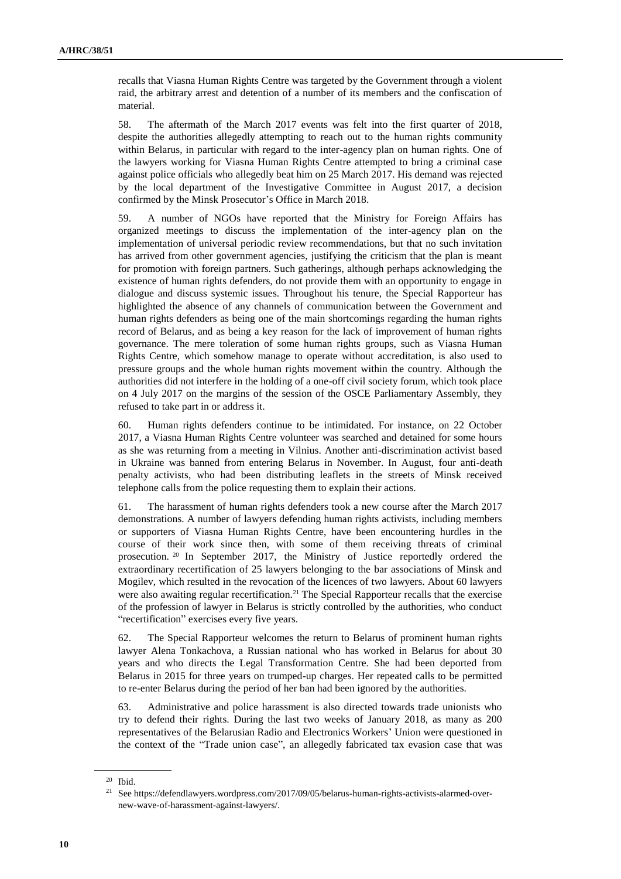recalls that Viasna Human Rights Centre was targeted by the Government through a violent raid, the arbitrary arrest and detention of a number of its members and the confiscation of material.

58. The aftermath of the March 2017 events was felt into the first quarter of 2018, despite the authorities allegedly attempting to reach out to the human rights community within Belarus, in particular with regard to the inter-agency plan on human rights. One of the lawyers working for Viasna Human Rights Centre attempted to bring a criminal case against police officials who allegedly beat him on 25 March 2017. His demand was rejected by the local department of the Investigative Committee in August 2017, a decision confirmed by the Minsk Prosecutor's Office in March 2018.

59. A number of NGOs have reported that the Ministry for Foreign Affairs has organized meetings to discuss the implementation of the inter-agency plan on the implementation of universal periodic review recommendations, but that no such invitation has arrived from other government agencies, justifying the criticism that the plan is meant for promotion with foreign partners. Such gatherings, although perhaps acknowledging the existence of human rights defenders, do not provide them with an opportunity to engage in dialogue and discuss systemic issues. Throughout his tenure, the Special Rapporteur has highlighted the absence of any channels of communication between the Government and human rights defenders as being one of the main shortcomings regarding the human rights record of Belarus, and as being a key reason for the lack of improvement of human rights governance. The mere toleration of some human rights groups, such as Viasna Human Rights Centre, which somehow manage to operate without accreditation, is also used to pressure groups and the whole human rights movement within the country. Although the authorities did not interfere in the holding of a one-off civil society forum, which took place on 4 July 2017 on the margins of the session of the OSCE Parliamentary Assembly, they refused to take part in or address it.

60. Human rights defenders continue to be intimidated. For instance, on 22 October 2017, a Viasna Human Rights Centre volunteer was searched and detained for some hours as she was returning from a meeting in Vilnius. Another anti-discrimination activist based in Ukraine was banned from entering Belarus in November. In August, four anti-death penalty activists, who had been distributing leaflets in the streets of Minsk received telephone calls from the police requesting them to explain their actions.

61. The harassment of human rights defenders took a new course after the March 2017 demonstrations. A number of lawyers defending human rights activists, including members or supporters of Viasna Human Rights Centre, have been encountering hurdles in the course of their work since then, with some of them receiving threats of criminal prosecution.[20] In September 2017, the Ministry of Justice reportedly ordered the extraordinary recertification of 25 lawyers belonging to the bar associations of Minsk and Mogilev, which resulted in the revocation of the licences of two lawyers. About 60 lawyers were also awaiting regular recertification.[21] The Special Rapporteur recalls that the exercise of the profession of lawyer in Belarus is strictly controlled by the authorities, who conduct "recertification" exercises every five years.

62. The Special Rapporteur welcomes the return to Belarus of prominent human rights lawyer Alena Tonkachova, a Russian national who has worked in Belarus for about 30 years and who directs the Legal Transformation Centre. She had been deported from Belarus in 2015 for three years on trumped-up charges. Her repeated calls to be permitted to re-enter Belarus during the period of her ban had been ignored by the authorities.

63. Administrative and police harassment is also directed towards trade unionists who try to defend their rights. During the last two weeks of January 2018, as many as 200 representatives of the Belarusian Radio and Electronics Workers' Union were questioned in the context of the "Trade union case", an allegedly fabricated tax evasion case that was

---

[20] Ibid.

[21] See https://defendlawyers.wordpress.com/2017/09/05/belarus-human-rights-activists-alarmed-over-new-wave-of-harassment-against-lawyers/.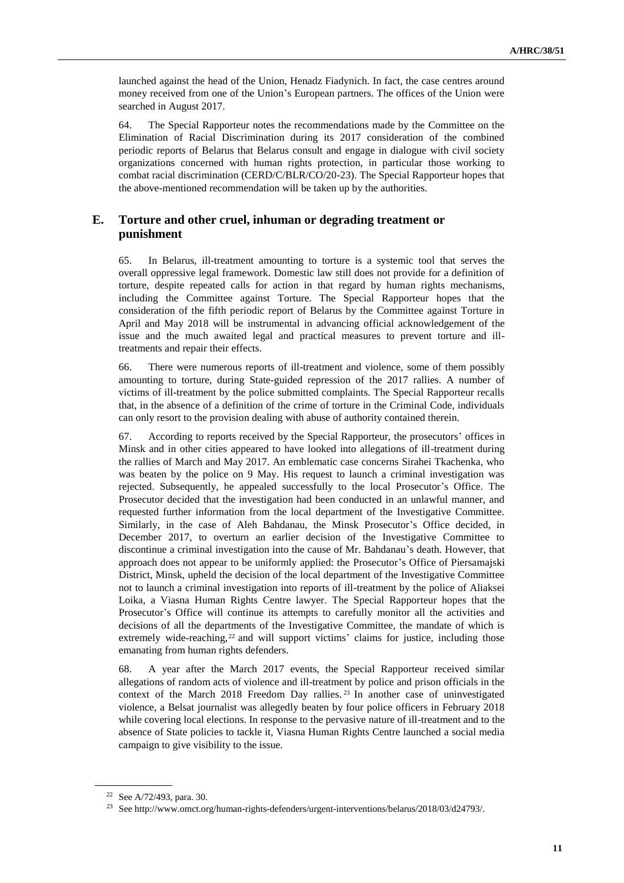launched against the head of the Union, Henadz Fiadynich. In fact, the case centres around money received from one of the Union's European partners. The offices of the Union were searched in August 2017.

64. The Special Rapporteur notes the recommendations made by the Committee on the Elimination of Racial Discrimination during its 2017 consideration of the combined periodic reports of Belarus that Belarus consult and engage in dialogue with civil society organizations concerned with human rights protection, in particular those working to combat racial discrimination (CERD/C/BLR/CO/20-23). The Special Rapporteur hopes that the above-mentioned recommendation will be taken up by the authorities.

## E. Torture and other cruel, inhuman or degrading treatment or punishment

65. In Belarus, ill-treatment amounting to torture is a systemic tool that serves the overall oppressive legal framework. Domestic law still does not provide for a definition of torture, despite repeated calls for action in that regard by human rights mechanisms, including the Committee against Torture. The Special Rapporteur hopes that the consideration of the fifth periodic report of Belarus by the Committee against Torture in April and May 2018 will be instrumental in advancing official acknowledgement of the issue and the much awaited legal and practical measures to prevent torture and ill-treatments and repair their effects.

66. There were numerous reports of ill-treatment and violence, some of them possibly amounting to torture, during State-guided repression of the 2017 rallies. A number of victims of ill-treatment by the police submitted complaints. The Special Rapporteur recalls that, in the absence of a definition of the crime of torture in the Criminal Code, individuals can only resort to the provision dealing with abuse of authority contained therein.

67. According to reports received by the Special Rapporteur, the prosecutors' offices in Minsk and in other cities appeared to have looked into allegations of ill-treatment during the rallies of March and May 2017. An emblematic case concerns Sirahei Tkachenka, who was beaten by the police on 9 May. His request to launch a criminal investigation was rejected. Subsequently, he appealed successfully to the local Prosecutor's Office. The Prosecutor decided that the investigation had been conducted in an unlawful manner, and requested further information from the local department of the Investigative Committee. Similarly, in the case of Aleh Bahdanau, the Minsk Prosecutor's Office decided, in December 2017, to overturn an earlier decision of the Investigative Committee to discontinue a criminal investigation into the cause of Mr. Bahdanau's death. However, that approach does not appear to be uniformly applied: the Prosecutor's Office of Piersamajski District, Minsk, upheld the decision of the local department of the Investigative Committee not to launch a criminal investigation into reports of ill-treatment by the police of Aliaksei Loika, a Viasna Human Rights Centre lawyer. The Special Rapporteur hopes that the Prosecutor's Office will continue its attempts to carefully monitor all the activities and decisions of all the departments of the Investigative Committee, the mandate of which is extremely wide-reaching,[22] and will support victims' claims for justice, including those emanating from human rights defenders.

68. A year after the March 2017 events, the Special Rapporteur received similar allegations of random acts of violence and ill-treatment by police and prison officials in the context of the March 2018 Freedom Day rallies.[23] In another case of uninvestigated violence, a Belsat journalist was allegedly beaten by four police officers in February 2018 while covering local elections. In response to the pervasive nature of ill-treatment and to the absence of State policies to tackle it, Viasna Human Rights Centre launched a social media campaign to give visibility to the issue.

---

[22] See A/72/493, para. 30.

[23] See http://www.omct.org/human-rights-defenders/urgent-interventions/belarus/2018/03/d24793/.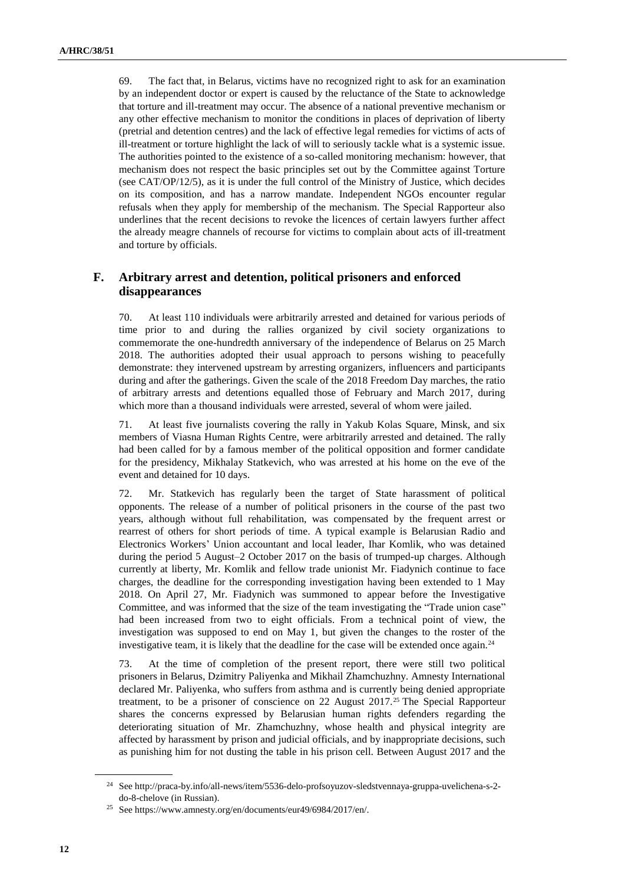69. The fact that, in Belarus, victims have no recognized right to ask for an examination by an independent doctor or expert is caused by the reluctance of the State to acknowledge that torture and ill-treatment may occur. The absence of a national preventive mechanism or any other effective mechanism to monitor the conditions in places of deprivation of liberty (pretrial and detention centres) and the lack of effective legal remedies for victims of acts of ill-treatment or torture highlight the lack of will to seriously tackle what is a systemic issue. The authorities pointed to the existence of a so-called monitoring mechanism: however, that mechanism does not respect the basic principles set out by the Committee against Torture (see CAT/OP/12/5), as it is under the full control of the Ministry of Justice, which decides on its composition, and has a narrow mandate. Independent NGOs encounter regular refusals when they apply for membership of the mechanism. The Special Rapporteur also underlines that the recent decisions to revoke the licences of certain lawyers further affect the already meagre channels of recourse for victims to complain about acts of ill-treatment and torture by officials.

## F. Arbitrary arrest and detention, political prisoners and enforced disappearances

70. At least 110 individuals were arbitrarily arrested and detained for various periods of time prior to and during the rallies organized by civil society organizations to commemorate the one-hundredth anniversary of the independence of Belarus on 25 March 2018. The authorities adopted their usual approach to persons wishing to peacefully demonstrate: they intervened upstream by arresting organizers, influencers and participants during and after the gatherings. Given the scale of the 2018 Freedom Day marches, the ratio of arbitrary arrests and detentions equalled those of February and March 2017, during which more than a thousand individuals were arrested, several of whom were jailed.

71. At least five journalists covering the rally in Yakub Kolas Square, Minsk, and six members of Viasna Human Rights Centre, were arbitrarily arrested and detained. The rally had been called for by a famous member of the political opposition and former candidate for the presidency, Mikhalay Statkevich, who was arrested at his home on the eve of the event and detained for 10 days.

72. Mr. Statkevich has regularly been the target of State harassment of political opponents. The release of a number of political prisoners in the course of the past two years, although without full rehabilitation, was compensated by the frequent arrest or rearrest of others for short periods of time. A typical example is Belarusian Radio and Electronics Workers' Union accountant and local leader, Ihar Komlik, who was detained during the period 5 August–2 October 2017 on the basis of trumped-up charges. Although currently at liberty, Mr. Komlik and fellow trade unionist Mr. Fiadynich continue to face charges, the deadline for the corresponding investigation having been extended to 1 May 2018. On April 27, Mr. Fiadynich was summoned to appear before the Investigative Committee, and was informed that the size of the team investigating the "Trade union case" had been increased from two to eight officials. From a technical point of view, the investigation was supposed to end on May 1, but given the changes to the roster of the investigative team, it is likely that the deadline for the case will be extended once again.[24]

73. At the time of completion of the present report, there were still two political prisoners in Belarus, Dzimitry Paliyenka and Mikhail Zhamchuzhny. Amnesty International declared Mr. Paliyenka, who suffers from asthma and is currently being denied appropriate treatment, to be a prisoner of conscience on 22 August 2017.[25] The Special Rapporteur shares the concerns expressed by Belarusian human rights defenders regarding the deteriorating situation of Mr. Zhamchuzhny, whose health and physical integrity are affected by harassment by prison and judicial officials, and by inappropriate decisions, such as punishing him for not dusting the table in his prison cell. Between August 2017 and the

---

[24] See http://praca-by.info/all-news/item/5536-delo-profsoyuzov-sledstvennaya-gruppa-uvelichena-s-2-do-8-chelove (in Russian).

[25] See https://www.amnesty.org/en/documents/eur49/6984/2017/en/.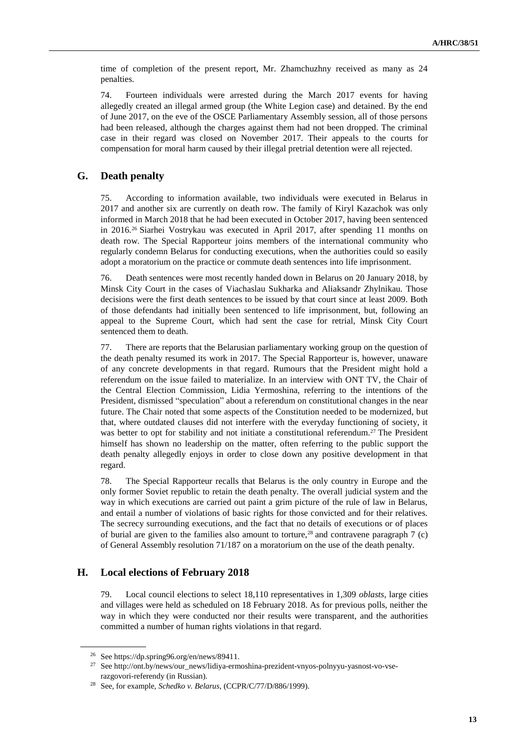time of completion of the present report, Mr. Zhamchuzhny received as many as 24 penalties.

74. Fourteen individuals were arrested during the March 2017 events for having allegedly created an illegal armed group (the White Legion case) and detained. By the end of June 2017, on the eve of the OSCE Parliamentary Assembly session, all of those persons had been released, although the charges against them had not been dropped. The criminal case in their regard was closed on November 2017. Their appeals to the courts for compensation for moral harm caused by their illegal pretrial detention were all rejected.

## G. Death penalty

75. According to information available, two individuals were executed in Belarus in 2017 and another six are currently on death row. The family of Kiryl Kazachok was only informed in March 2018 that he had been executed in October 2017, having been sentenced in 2016.[26] Siarhei Vostrykau was executed in April 2017, after spending 11 months on death row. The Special Rapporteur joins members of the international community who regularly condemn Belarus for conducting executions, when the authorities could so easily adopt a moratorium on the practice or commute death sentences into life imprisonment.

76. Death sentences were most recently handed down in Belarus on 20 January 2018, by Minsk City Court in the cases of Viachaslau Sukharka and Aliaksandr Zhylnikau. Those decisions were the first death sentences to be issued by that court since at least 2009. Both of those defendants had initially been sentenced to life imprisonment, but, following an appeal to the Supreme Court, which had sent the case for retrial, Minsk City Court sentenced them to death.

77. There are reports that the Belarusian parliamentary working group on the question of the death penalty resumed its work in 2017. The Special Rapporteur is, however, unaware of any concrete developments in that regard. Rumours that the President might hold a referendum on the issue failed to materialize. In an interview with ONT TV, the Chair of the Central Election Commission, Lidia Yermoshina, referring to the intentions of the President, dismissed "speculation" about a referendum on constitutional changes in the near future. The Chair noted that some aspects of the Constitution needed to be modernized, but that, where outdated clauses did not interfere with the everyday functioning of society, it was better to opt for stability and not initiate a constitutional referendum.[27] The President himself has shown no leadership on the matter, often referring to the public support the death penalty allegedly enjoys in order to close down any positive development in that regard.

78. The Special Rapporteur recalls that Belarus is the only country in Europe and the only former Soviet republic to retain the death penalty. The overall judicial system and the way in which executions are carried out paint a grim picture of the rule of law in Belarus, and entail a number of violations of basic rights for those convicted and for their relatives. The secrecy surrounding executions, and the fact that no details of executions or of places of burial are given to the families also amount to torture,[28] and contravene paragraph 7 (c) of General Assembly resolution 71/187 on a moratorium on the use of the death penalty.

## H. Local elections of February 2018

79. Local council elections to select 18,110 representatives in 1,309 *oblasts*, large cities and villages were held as scheduled on 18 February 2018. As for previous polls, neither the way in which they were conducted nor their results were transparent, and the authorities committed a number of human rights violations in that regard.

---

[26] See https://dp.spring96.org/en/news/89411.

[27] See http://ont.by/news/our_news/lidiya-ermoshina-prezident-vnyos-polnyyu-yasnost-vo-vse-razgovori-referendy (in Russian).

[28] See, for example, *Schedko v. Belarus*, (CCPR/C/77/D/886/1999).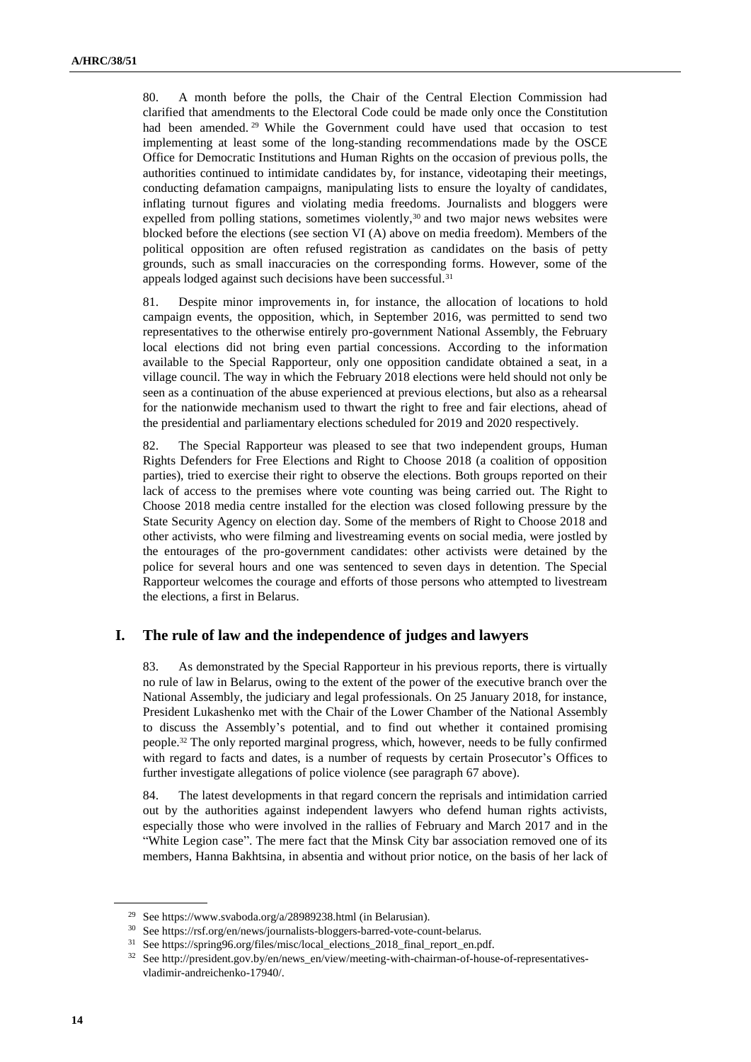80. A month before the polls, the Chair of the Central Election Commission had clarified that amendments to the Electoral Code could be made only once the Constitution had been amended.[29] While the Government could have used that occasion to test implementing at least some of the long-standing recommendations made by the OSCE Office for Democratic Institutions and Human Rights on the occasion of previous polls, the authorities continued to intimidate candidates by, for instance, videotaping their meetings, conducting defamation campaigns, manipulating lists to ensure the loyalty of candidates, inflating turnout figures and violating media freedoms. Journalists and bloggers were expelled from polling stations, sometimes violently,[30] and two major news websites were blocked before the elections (see section VI (A) above on media freedom). Members of the political opposition are often refused registration as candidates on the basis of petty grounds, such as small inaccuracies on the corresponding forms. However, some of the appeals lodged against such decisions have been successful.[31]

81. Despite minor improvements in, for instance, the allocation of locations to hold campaign events, the opposition, which, in September 2016, was permitted to send two representatives to the otherwise entirely pro-government National Assembly, the February local elections did not bring even partial concessions. According to the information available to the Special Rapporteur, only one opposition candidate obtained a seat, in a village council. The way in which the February 2018 elections were held should not only be seen as a continuation of the abuse experienced at previous elections, but also as a rehearsal for the nationwide mechanism used to thwart the right to free and fair elections, ahead of the presidential and parliamentary elections scheduled for 2019 and 2020 respectively.

82. The Special Rapporteur was pleased to see that two independent groups, Human Rights Defenders for Free Elections and Right to Choose 2018 (a coalition of opposition parties), tried to exercise their right to observe the elections. Both groups reported on their lack of access to the premises where vote counting was being carried out. The Right to Choose 2018 media centre installed for the election was closed following pressure by the State Security Agency on election day. Some of the members of Right to Choose 2018 and other activists, who were filming and livestreaming events on social media, were jostled by the entourages of the pro-government candidates: other activists were detained by the police for several hours and one was sentenced to seven days in detention. The Special Rapporteur welcomes the courage and efforts of those persons who attempted to livestream the elections, a first in Belarus.

## I. The rule of law and the independence of judges and lawyers

83. As demonstrated by the Special Rapporteur in his previous reports, there is virtually no rule of law in Belarus, owing to the extent of the power of the executive branch over the National Assembly, the judiciary and legal professionals. On 25 January 2018, for instance, President Lukashenko met with the Chair of the Lower Chamber of the National Assembly to discuss the Assembly's potential, and to find out whether it contained promising people.[32] The only reported marginal progress, which, however, needs to be fully confirmed with regard to facts and dates, is a number of requests by certain Prosecutor's Offices to further investigate allegations of police violence (see paragraph 67 above).

84. The latest developments in that regard concern the reprisals and intimidation carried out by the authorities against independent lawyers who defend human rights activists, especially those who were involved in the rallies of February and March 2017 and in the "White Legion case". The mere fact that the Minsk City bar association removed one of its members, Hanna Bakhtsina, in absentia and without prior notice, on the basis of her lack of

---

[29] See https://www.svaboda.org/a/28989238.html (in Belarusian).

[30] See https://rsf.org/en/news/journalists-bloggers-barred-vote-count-belarus.

[31] See https://spring96.org/files/misc/local_elections_2018_final_report_en.pdf.

[32] See http://president.gov.by/en/news_en/view/meeting-with-chairman-of-house-of-representatives-vladimir-andreichenko-17940/.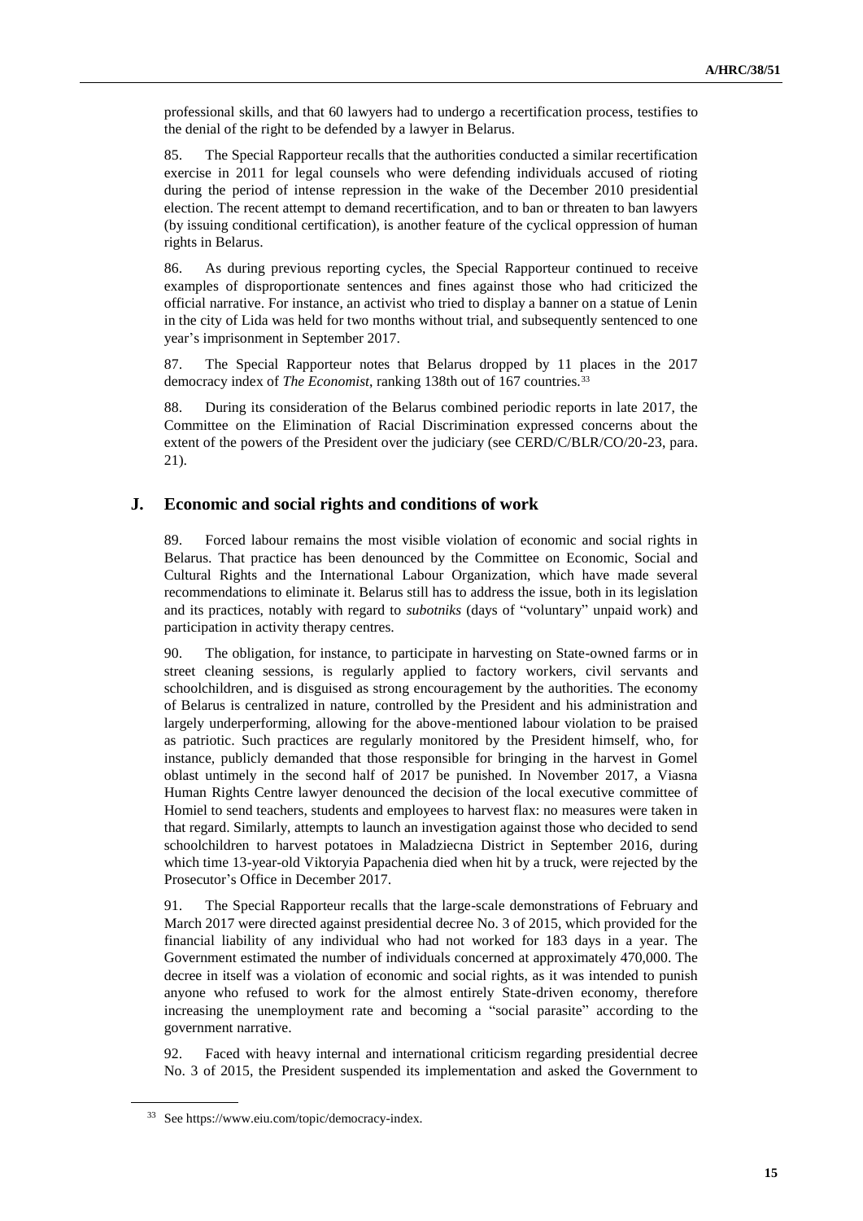professional skills, and that 60 lawyers had to undergo a recertification process, testifies to the denial of the right to be defended by a lawyer in Belarus.

85. The Special Rapporteur recalls that the authorities conducted a similar recertification exercise in 2011 for legal counsels who were defending individuals accused of rioting during the period of intense repression in the wake of the December 2010 presidential election. The recent attempt to demand recertification, and to ban or threaten to ban lawyers (by issuing conditional certification), is another feature of the cyclical oppression of human rights in Belarus.

86. As during previous reporting cycles, the Special Rapporteur continued to receive examples of disproportionate sentences and fines against those who had criticized the official narrative. For instance, an activist who tried to display a banner on a statue of Lenin in the city of Lida was held for two months without trial, and subsequently sentenced to one year's imprisonment in September 2017.

87. The Special Rapporteur notes that Belarus dropped by 11 places in the 2017 democracy index of *The Economist*, ranking 138th out of 167 countries.[33]

88. During its consideration of the Belarus combined periodic reports in late 2017, the Committee on the Elimination of Racial Discrimination expressed concerns about the extent of the powers of the President over the judiciary (see CERD/C/BLR/CO/20-23, para. 21).

## J. Economic and social rights and conditions of work

89. Forced labour remains the most visible violation of economic and social rights in Belarus. That practice has been denounced by the Committee on Economic, Social and Cultural Rights and the International Labour Organization, which have made several recommendations to eliminate it. Belarus still has to address the issue, both in its legislation and its practices, notably with regard to ***subotniks*** (days of "voluntary" unpaid work) and participation in activity therapy centres.

90. The obligation, for instance, to participate in harvesting on State-owned farms or in street cleaning sessions, is regularly applied to factory workers, civil servants and schoolchildren, and is disguised as strong encouragement by the authorities. The economy of Belarus is centralized in nature, controlled by the President and his administration and largely underperforming, allowing for the above-mentioned labour violation to be praised as patriotic. Such practices are regularly monitored by the President himself, who, for instance, publicly demanded that those responsible for bringing in the harvest in Gomel oblast untimely in the second half of 2017 be punished. In November 2017, a Viasna Human Rights Centre lawyer denounced the decision of the local executive committee of Homiel to send teachers, students and employees to harvest flax: no measures were taken in that regard. Similarly, attempts to launch an investigation against those who decided to send schoolchildren to harvest potatoes in Maladziecna District in September 2016, during which time 13-year-old Viktoryia Papachenia died when hit by a truck, were rejected by the Prosecutor's Office in December 2017.

91. The Special Rapporteur recalls that the large-scale demonstrations of February and March 2017 were directed against presidential decree No. 3 of 2015, which provided for the financial liability of any individual who had not worked for 183 days in a year. The Government estimated the number of individuals concerned at approximately 470,000. The decree in itself was a violation of economic and social rights, as it was intended to punish anyone who refused to work for the almost entirely State-driven economy, therefore increasing the unemployment rate and becoming a "social parasite" according to the government narrative.

92. Faced with heavy internal and international criticism regarding presidential decree No. 3 of 2015, the President suspended its implementation and asked the Government to

---

[33] See https://www.eiu.com/topic/democracy-index.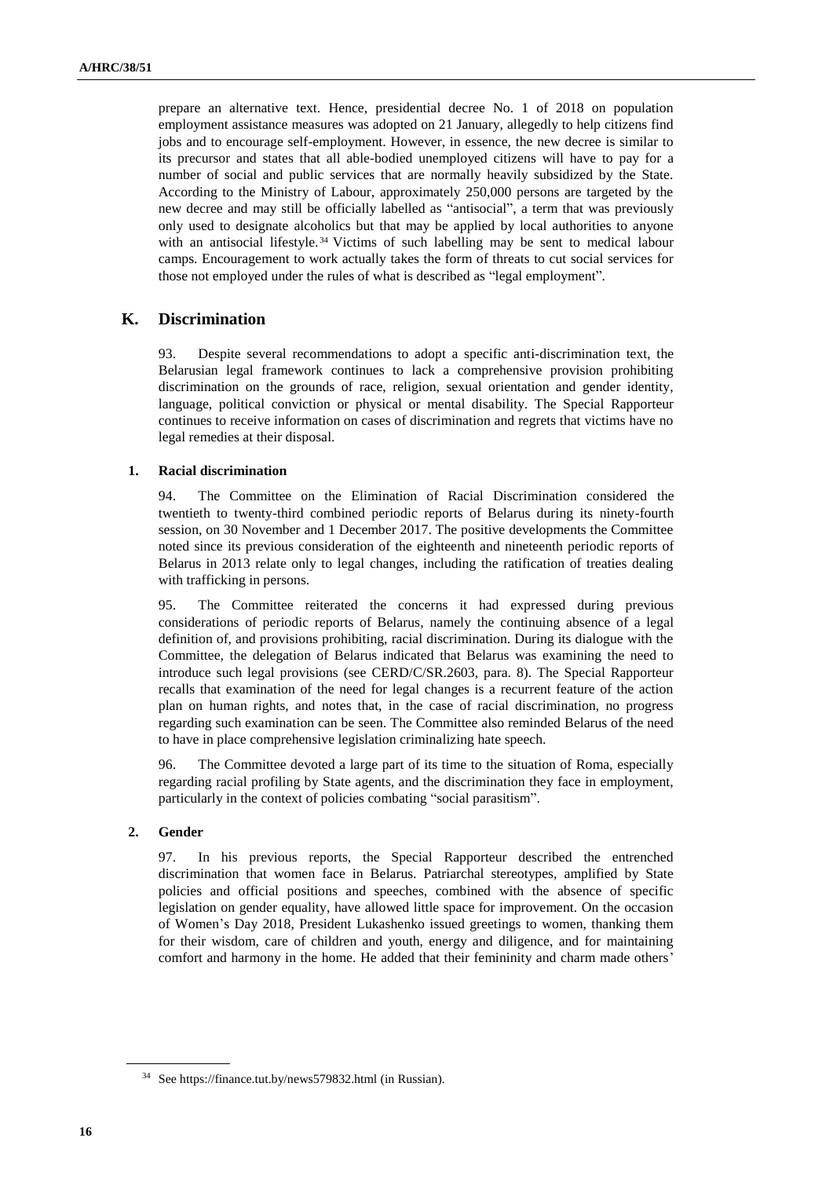prepare an alternative text. Hence, presidential decree No. 1 of 2018 on population employment assistance measures was adopted on 21 January, allegedly to help citizens find jobs and to encourage self-employment. However, in essence, the new decree is similar to its precursor and states that all able-bodied unemployed citizens will have to pay for a number of social and public services that are normally heavily subsidized by the State. According to the Ministry of Labour, approximately 250,000 persons are targeted by the new decree and may still be officially labelled as "antisocial", a term that was previously only used to designate alcoholics but that may be applied by local authorities to anyone with an antisocial lifestyle.[34] Victims of such labelling may be sent to medical labour camps. Encouragement to work actually takes the form of threats to cut social services for those not employed under the rules of what is described as "legal employment".

## K. Discrimination

93. Despite several recommendations to adopt a specific anti-discrimination text, the Belarusian legal framework continues to lack a comprehensive provision prohibiting discrimination on the grounds of race, religion, sexual orientation and gender identity, language, political conviction or physical or mental disability. The Special Rapporteur continues to receive information on cases of discrimination and regrets that victims have no legal remedies at their disposal.

### 1. Racial discrimination

94. The Committee on the Elimination of Racial Discrimination considered the twentieth to twenty-third combined periodic reports of Belarus during its ninety-fourth session, on 30 November and 1 December 2017. The positive developments the Committee noted since its previous consideration of the eighteenth and nineteenth periodic reports of Belarus in 2013 relate only to legal changes, including the ratification of treaties dealing with trafficking in persons.

95. The Committee reiterated the concerns it had expressed during previous considerations of periodic reports of Belarus, namely the continuing absence of a legal definition of, and provisions prohibiting, racial discrimination. During its dialogue with the Committee, the delegation of Belarus indicated that Belarus was examining the need to introduce such legal provisions (see CERD/C/SR.2603, para. 8). The Special Rapporteur recalls that examination of the need for legal changes is a recurrent feature of the action plan on human rights, and notes that, in the case of racial discrimination, no progress regarding such examination can be seen. The Committee also reminded Belarus of the need to have in place comprehensive legislation criminalizing hate speech.

96. The Committee devoted a large part of its time to the situation of Roma, especially regarding racial profiling by State agents, and the discrimination they face in employment, particularly in the context of policies combating "social parasitism".

### 2. Gender

97. In his previous reports, the Special Rapporteur described the entrenched discrimination that women face in Belarus. Patriarchal stereotypes, amplified by State policies and official positions and speeches, combined with the absence of specific legislation on gender equality, have allowed little space for improvement. On the occasion of Women's Day 2018, President Lukashenko issued greetings to women, thanking them for their wisdom, care of children and youth, energy and diligence, and for maintaining comfort and harmony in the home. He added that their femininity and charm made others'

[34] See https://finance.tut.by/news579832.html (in Russian).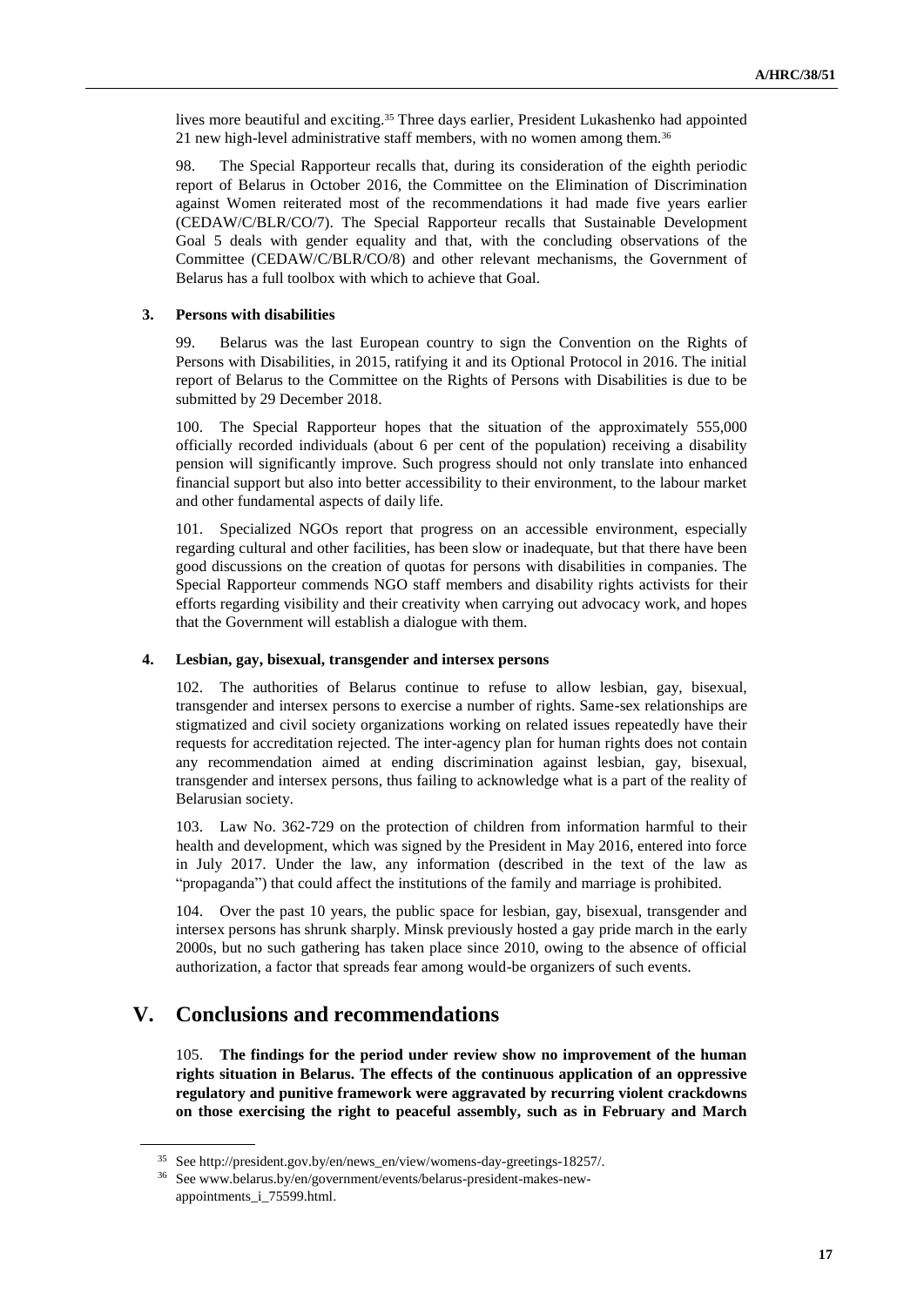lives more beautiful and exciting.[35] Three days earlier, President Lukashenko had appointed 21 new high-level administrative staff members, with no women among them.[36]

98. The Special Rapporteur recalls that, during its consideration of the eighth periodic report of Belarus in October 2016, the Committee on the Elimination of Discrimination against Women reiterated most of the recommendations it had made five years earlier (CEDAW/C/BLR/CO/7). The Special Rapporteur recalls that Sustainable Development Goal 5 deals with gender equality and that, with the concluding observations of the Committee (CEDAW/C/BLR/CO/8) and other relevant mechanisms, the Government of Belarus has a full toolbox with which to achieve that Goal.

### 3. Persons with disabilities

99. Belarus was the last European country to sign the Convention on the Rights of Persons with Disabilities, in 2015, ratifying it and its Optional Protocol in 2016. The initial report of Belarus to the Committee on the Rights of Persons with Disabilities is due to be submitted by 29 December 2018.

100. The Special Rapporteur hopes that the situation of the approximately 555,000 officially recorded individuals (about 6 per cent of the population) receiving a disability pension will significantly improve. Such progress should not only translate into enhanced financial support but also into better accessibility to their environment, to the labour market and other fundamental aspects of daily life.

101. Specialized NGOs report that progress on an accessible environment, especially regarding cultural and other facilities, has been slow or inadequate, but that there have been good discussions on the creation of quotas for persons with disabilities in companies. The Special Rapporteur commends NGO staff members and disability rights activists for their efforts regarding visibility and their creativity when carrying out advocacy work, and hopes that the Government will establish a dialogue with them.

### 4. Lesbian, gay, bisexual, transgender and intersex persons

102. The authorities of Belarus continue to refuse to allow lesbian, gay, bisexual, transgender and intersex persons to exercise a number of rights. Same-sex relationships are stigmatized and civil society organizations working on related issues repeatedly have their requests for accreditation rejected. The inter-agency plan for human rights does not contain any recommendation aimed at ending discrimination against lesbian, gay, bisexual, transgender and intersex persons, thus failing to acknowledge what is a part of the reality of Belarusian society.

103. Law No. 362-729 on the protection of children from information harmful to their health and development, which was signed by the President in May 2016, entered into force in July 2017. Under the law, any information (described in the text of the law as "propaganda") that could affect the institutions of the family and marriage is prohibited.

104. Over the past 10 years, the public space for lesbian, gay, bisexual, transgender and intersex persons has shrunk sharply. Minsk previously hosted a gay pride march in the early 2000s, but no such gathering has taken place since 2010, owing to the absence of official authorization, a factor that spreads fear among would-be organizers of such events.

## V. Conclusions and recommendations

105. **The findings for the period under review show no improvement of the human rights situation in Belarus. The effects of the continuous application of an oppressive regulatory and punitive framework were aggravated by recurring violent crackdowns on those exercising the right to peaceful assembly, such as in February and March**

[35] See http://president.gov.by/en/news_en/view/womens-day-greetings-18257/.

[36] See www.belarus.by/en/government/events/belarus-president-makes-new-appointments_i_75599.html.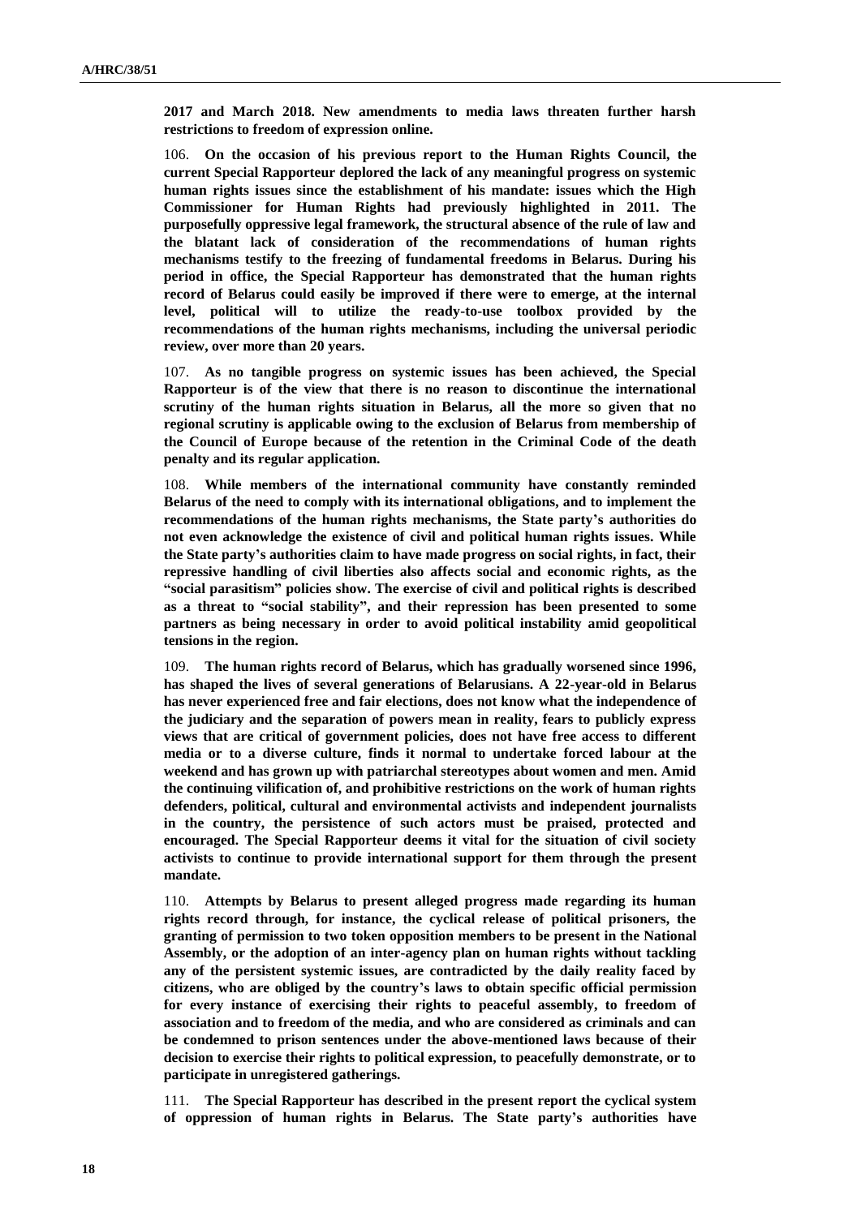**2017 and March 2018. New amendments to media laws threaten further harsh restrictions to freedom of expression online.**

106. **On the occasion of his previous report to the Human Rights Council, the current Special Rapporteur deplored the lack of any meaningful progress on systemic human rights issues since the establishment of his mandate: issues which the High Commissioner for Human Rights had previously highlighted in 2011. The purposefully oppressive legal framework, the structural absence of the rule of law and the blatant lack of consideration of the recommendations of human rights mechanisms testify to the freezing of fundamental freedoms in Belarus. During his period in office, the Special Rapporteur has demonstrated that the human rights record of Belarus could easily be improved if there were to emerge, at the internal level, political will to utilize the ready-to-use toolbox provided by the recommendations of the human rights mechanisms, including the universal periodic review, over more than 20 years.**

107. **As no tangible progress on systemic issues has been achieved, the Special Rapporteur is of the view that there is no reason to discontinue the international scrutiny of the human rights situation in Belarus, all the more so given that no regional scrutiny is applicable owing to the exclusion of Belarus from membership of the Council of Europe because of the retention in the Criminal Code of the death penalty and its regular application.**

108. **While members of the international community have constantly reminded Belarus of the need to comply with its international obligations, and to implement the recommendations of the human rights mechanisms, the State party's authorities do not even acknowledge the existence of civil and political human rights issues. While the State party's authorities claim to have made progress on social rights, in fact, their repressive handling of civil liberties also affects social and economic rights, as the "social parasitism" policies show. The exercise of civil and political rights is described as a threat to "social stability", and their repression has been presented to some partners as being necessary in order to avoid political instability amid geopolitical tensions in the region.**

109. **The human rights record of Belarus, which has gradually worsened since 1996, has shaped the lives of several generations of Belarusians. A 22-year-old in Belarus has never experienced free and fair elections, does not know what the independence of the judiciary and the separation of powers mean in reality, fears to publicly express views that are critical of government policies, does not have free access to different media or to a diverse culture, finds it normal to undertake forced labour at the weekend and has grown up with patriarchal stereotypes about women and men. Amid the continuing vilification of, and prohibitive restrictions on the work of human rights defenders, political, cultural and environmental activists and independent journalists in the country, the persistence of such actors must be praised, protected and encouraged. The Special Rapporteur deems it vital for the situation of civil society activists to continue to provide international support for them through the present mandate.**

110. **Attempts by Belarus to present alleged progress made regarding its human rights record through, for instance, the cyclical release of political prisoners, the granting of permission to two token opposition members to be present in the National Assembly, or the adoption of an inter-agency plan on human rights without tackling any of the persistent systemic issues, are contradicted by the daily reality faced by citizens, who are obliged by the country's laws to obtain specific official permission for every instance of exercising their rights to peaceful assembly, to freedom of association and to freedom of the media, and who are considered as criminals and can be condemned to prison sentences under the above-mentioned laws because of their decision to exercise their rights to political expression, to peacefully demonstrate, or to participate in unregistered gatherings.**

111. **The Special Rapporteur has described in the present report the cyclical system of oppression of human rights in Belarus. The State party's authorities have**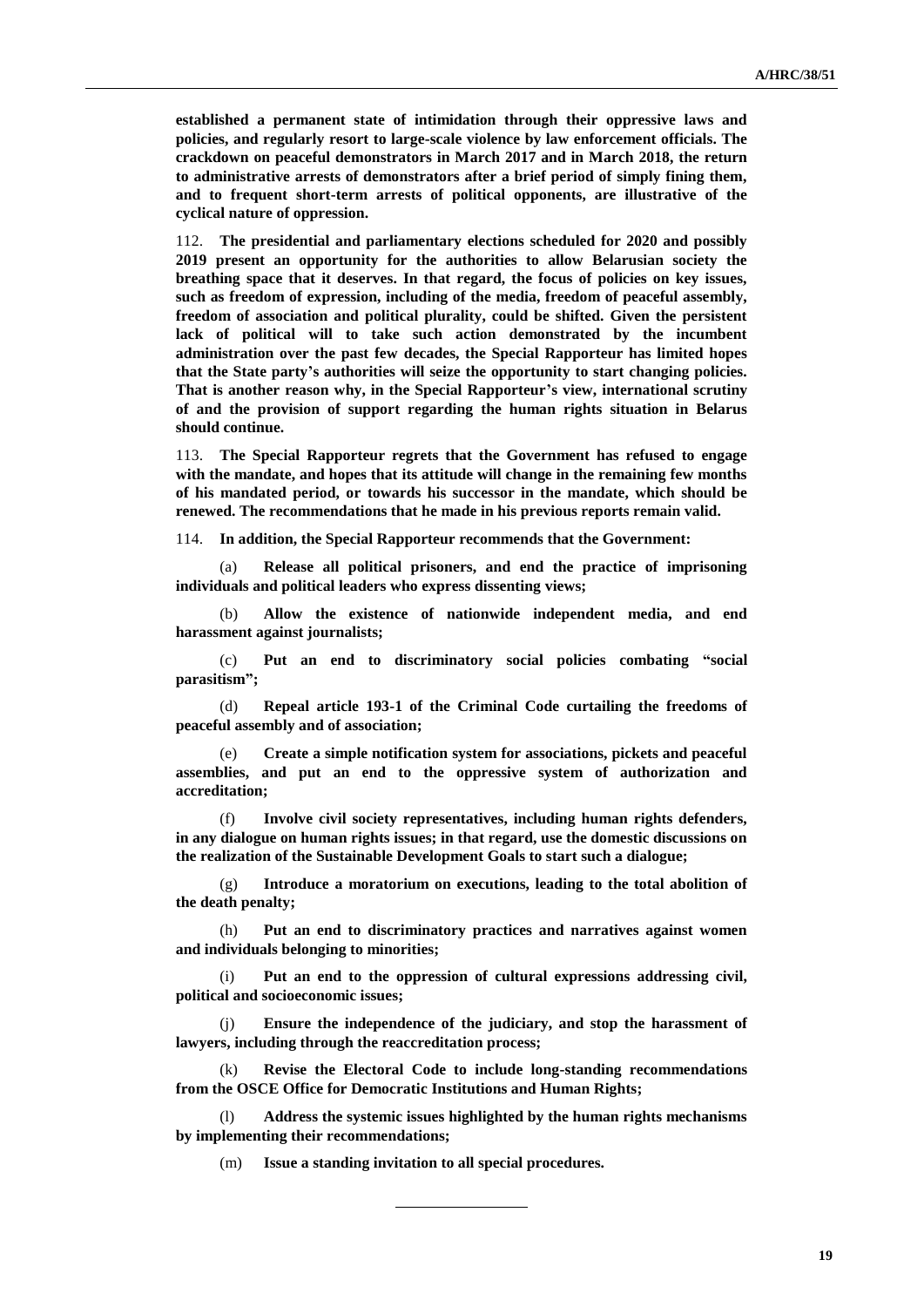**established a permanent state of intimidation through their oppressive laws and policies, and regularly resort to large-scale violence by law enforcement officials. The crackdown on peaceful demonstrators in March 2017 and in March 2018, the return to administrative arrests of demonstrators after a brief period of simply fining them, and to frequent short-term arrests of political opponents, are illustrative of the cyclical nature of oppression.**

112. **The presidential and parliamentary elections scheduled for 2020 and possibly 2019 present an opportunity for the authorities to allow Belarusian society the breathing space that it deserves. In that regard, the focus of policies on key issues, such as freedom of expression, including of the media, freedom of peaceful assembly, freedom of association and political plurality, could be shifted. Given the persistent lack of political will to take such action demonstrated by the incumbent administration over the past few decades, the Special Rapporteur has limited hopes that the State party's authorities will seize the opportunity to start changing policies. That is another reason why, in the Special Rapporteur's view, international scrutiny of and the provision of support regarding the human rights situation in Belarus should continue.**

113. **The Special Rapporteur regrets that the Government has refused to engage with the mandate, and hopes that its attitude will change in the remaining few months of his mandated period, or towards his successor in the mandate, which should be renewed. The recommendations that he made in his previous reports remain valid.**

114. **In addition, the Special Rapporteur recommends that the Government:**

(a) **Release all political prisoners, and end the practice of imprisoning individuals and political leaders who express dissenting views;**

(b) **Allow the existence of nationwide independent media, and end harassment against journalists;**

(c) **Put an end to discriminatory social policies combating "social parasitism";**

(d) **Repeal article 193-1 of the Criminal Code curtailing the freedoms of peaceful assembly and of association;**

(e) **Create a simple notification system for associations, pickets and peaceful assemblies, and put an end to the oppressive system of authorization and accreditation;**

(f) **Involve civil society representatives, including human rights defenders, in any dialogue on human rights issues; in that regard, use the domestic discussions on the realization of the Sustainable Development Goals to start such a dialogue;**

(g) **Introduce a moratorium on executions, leading to the total abolition of the death penalty;**

(h) **Put an end to discriminatory practices and narratives against women and individuals belonging to minorities;**

(i) **Put an end to the oppression of cultural expressions addressing civil, political and socioeconomic issues;**

(j) **Ensure the independence of the judiciary, and stop the harassment of lawyers, including through the reaccreditation process;**

(k) **Revise the Electoral Code to include long-standing recommendations from the OSCE Office for Democratic Institutions and Human Rights;**

(l) **Address the systemic issues highlighted by the human rights mechanisms by implementing their recommendations;**

(m) **Issue a standing invitation to all special procedures.**